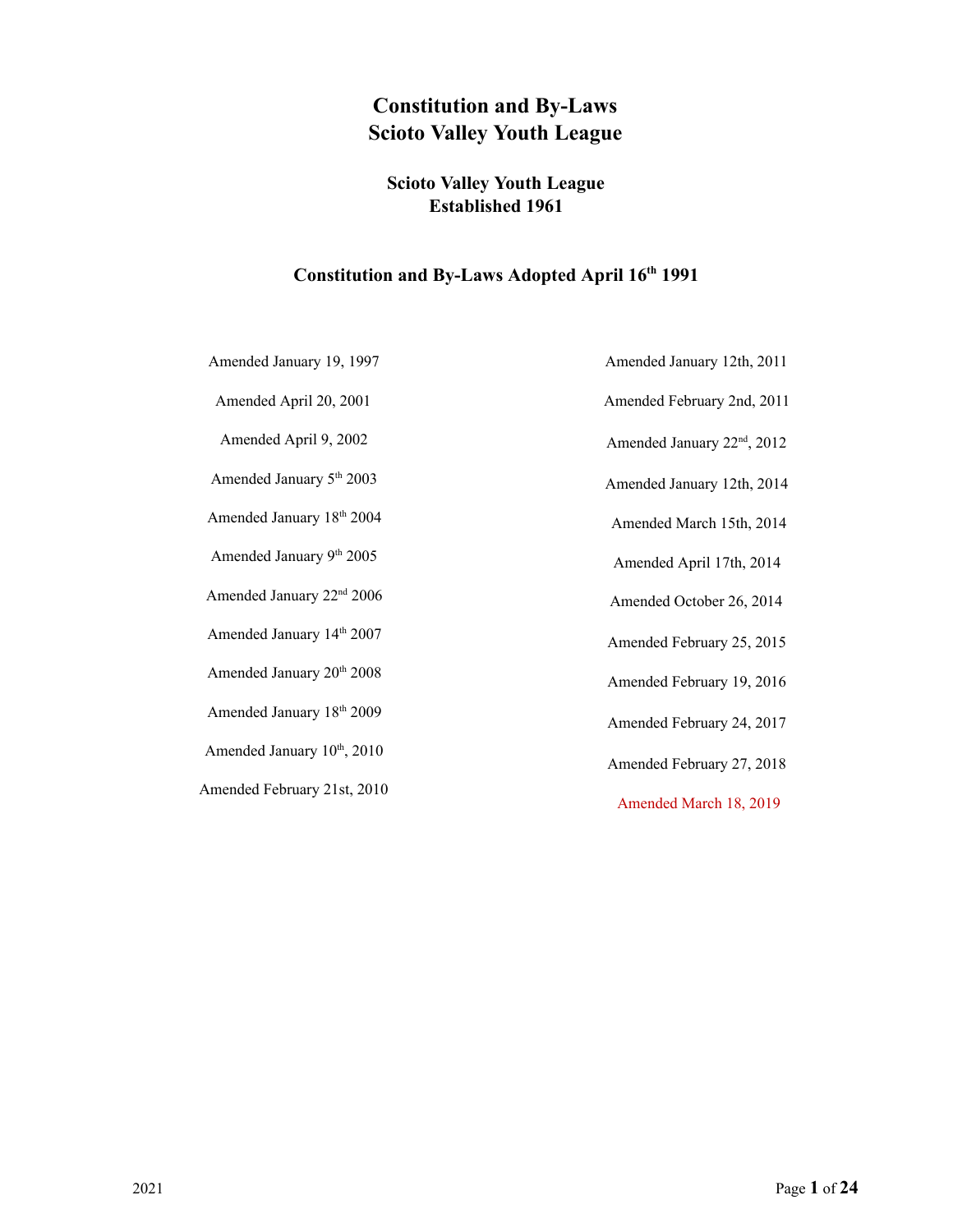# Constitution and By-Laws
# Scioto Valley Youth League

## Scioto Valley Youth League
## Established 1961

## Constitution and By-Laws Adopted April 16th 1991

Amended January 19, 1997

Amended April 20, 2001

Amended April 9, 2002

Amended January 5th 2003

Amended January 18th 2004

Amended January 9th 2005

Amended January 22nd 2006

Amended January 14th 2007

Amended January 20th 2008

Amended January 18th 2009

Amended January 10th, 2010

Amended February 21st, 2010

Amended January 12th, 2011

Amended February 2nd, 2011

Amended January 22nd, 2012

Amended January 12th, 2014

Amended March 15th, 2014

Amended April 17th, 2014

Amended October 26, 2014

Amended February 25, 2015

Amended February 19, 2016

Amended February 24, 2017

Amended February 27, 2018

Amended March 18, 2019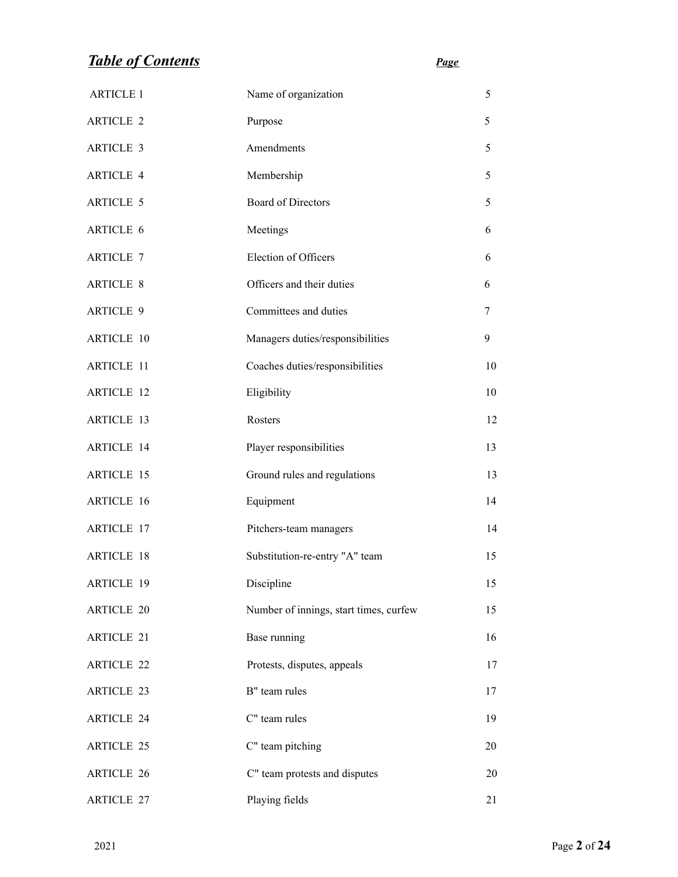## ***Table of Contents***

| | | ***Page*** |
|---|---|---|
| ARTICLE 1 | Name of organization | 5 |
| ARTICLE 2 | Purpose | 5 |
| ARTICLE 3 | Amendments | 5 |
| ARTICLE 4 | Membership | 5 |
| ARTICLE 5 | Board of Directors | 5 |
| ARTICLE 6 | Meetings | 6 |
| ARTICLE 7 | Election of Officers | 6 |
| ARTICLE 8 | Officers and their duties | 6 |
| ARTICLE 9 | Committees and duties | 7 |
| ARTICLE 10 | Managers duties/responsibilities | 9 |
| ARTICLE 11 | Coaches duties/responsibilities | 10 |
| ARTICLE 12 | Eligibility | 10 |
| ARTICLE 13 | Rosters | 12 |
| ARTICLE 14 | Player responsibilities | 13 |
| ARTICLE 15 | Ground rules and regulations | 13 |
| ARTICLE 16 | Equipment | 14 |
| ARTICLE 17 | Pitchers-team managers | 14 |
| ARTICLE 18 | Substitution-re-entry "A" team | 15 |
| ARTICLE 19 | Discipline | 15 |
| ARTICLE 20 | Number of innings, start times, curfew | 15 |
| ARTICLE 21 | Base running | 16 |
| ARTICLE 22 | Protests, disputes, appeals | 17 |
| ARTICLE 23 | B" team rules | 17 |
| ARTICLE 24 | C" team rules | 19 |
| ARTICLE 25 | C" team pitching | 20 |
| ARTICLE 26 | C" team protests and disputes | 20 |
| ARTICLE 27 | Playing fields | 21 |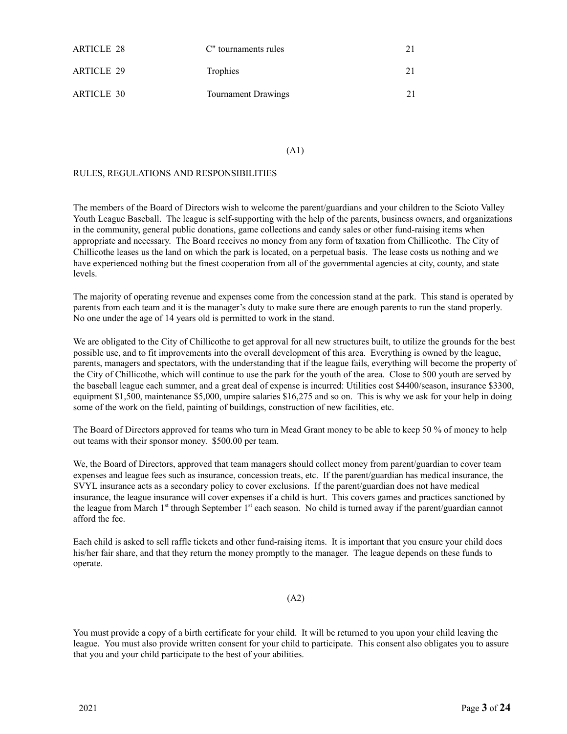| | | |
|---|---|---|
| ARTICLE 28 | C" tournaments rules | 21 |
| ARTICLE 29 | Trophies | 21 |
| ARTICLE 30 | Tournament Drawings | 21 |

(A1)

## RULES, REGULATIONS AND RESPONSIBILITIES

The members of the Board of Directors wish to welcome the parent/guardians and your children to the Scioto Valley Youth League Baseball. The league is self-supporting with the help of the parents, business owners, and organizations in the community, general public donations, game collections and candy sales or other fund-raising items when appropriate and necessary. The Board receives no money from any form of taxation from Chillicothe. The City of Chillicothe leases us the land on which the park is located, on a perpetual basis. The lease costs us nothing and we have experienced nothing but the finest cooperation from all of the governmental agencies at city, county, and state levels.

The majority of operating revenue and expenses come from the concession stand at the park. This stand is operated by parents from each team and it is the manager's duty to make sure there are enough parents to run the stand properly. No one under the age of 14 years old is permitted to work in the stand.

We are obligated to the City of Chillicothe to get approval for all new structures built, to utilize the grounds for the best possible use, and to fit improvements into the overall development of this area. Everything is owned by the league, parents, managers and spectators, with the understanding that if the league fails, everything will become the property of the City of Chillicothe, which will continue to use the park for the youth of the area. Close to 500 youth are served by the baseball league each summer, and a great deal of expense is incurred: Utilities cost $4400/season, insurance $3300, equipment $1,500, maintenance $5,000, umpire salaries $16,275 and so on. This is why we ask for your help in doing some of the work on the field, painting of buildings, construction of new facilities, etc.

The Board of Directors approved for teams who turn in Mead Grant money to be able to keep 50 % of money to help out teams with their sponsor money. $500.00 per team.

We, the Board of Directors, approved that team managers should collect money from parent/guardian to cover team expenses and league fees such as insurance, concession treats, etc. If the parent/guardian has medical insurance, the SVYL insurance acts as a secondary policy to cover exclusions. If the parent/guardian does not have medical insurance, the league insurance will cover expenses if a child is hurt. This covers games and practices sanctioned by the league from March 1st through September 1st each season. No child is turned away if the parent/guardian cannot afford the fee.

Each child is asked to sell raffle tickets and other fund-raising items. It is important that you ensure your child does his/her fair share, and that they return the money promptly to the manager. The league depends on these funds to operate.

(A2)

You must provide a copy of a birth certificate for your child. It will be returned to you upon your child leaving the league. You must also provide written consent for your child to participate. This consent also obligates you to assure that you and your child participate to the best of your abilities.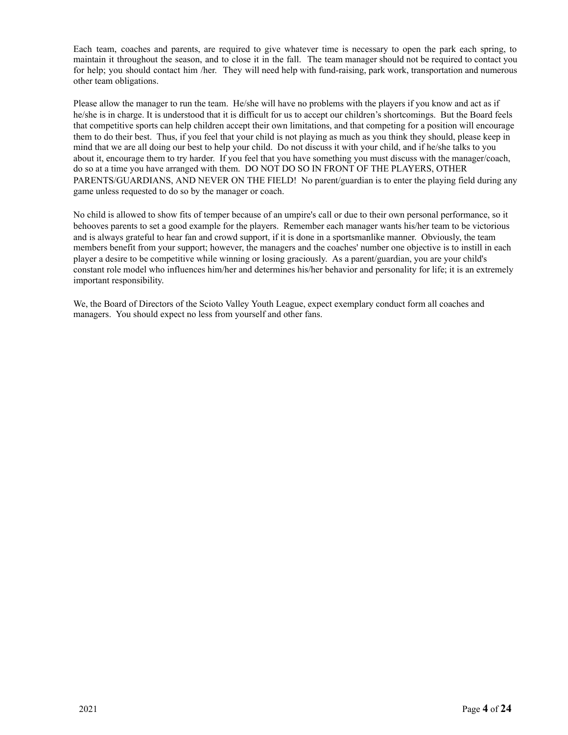Each team, coaches and parents, are required to give whatever time is necessary to open the park each spring, to maintain it throughout the season, and to close it in the fall. The team manager should not be required to contact you for help; you should contact him /her. They will need help with fund-raising, park work, transportation and numerous other team obligations.

Please allow the manager to run the team. He/she will have no problems with the players if you know and act as if he/she is in charge. It is understood that it is difficult for us to accept our children's shortcomings. But the Board feels that competitive sports can help children accept their own limitations, and that competing for a position will encourage them to do their best. Thus, if you feel that your child is not playing as much as you think they should, please keep in mind that we are all doing our best to help your child. Do not discuss it with your child, and if he/she talks to you about it, encourage them to try harder. If you feel that you have something you must discuss with the manager/coach, do so at a time you have arranged with them. DO NOT DO SO IN FRONT OF THE PLAYERS, OTHER PARENTS/GUARDIANS, AND NEVER ON THE FIELD! No parent/guardian is to enter the playing field during any game unless requested to do so by the manager or coach.

No child is allowed to show fits of temper because of an umpire's call or due to their own personal performance, so it behooves parents to set a good example for the players. Remember each manager wants his/her team to be victorious and is always grateful to hear fan and crowd support, if it is done in a sportsmanlike manner. Obviously, the team members benefit from your support; however, the managers and the coaches' number one objective is to instill in each player a desire to be competitive while winning or losing graciously. As a parent/guardian, you are your child's constant role model who influences him/her and determines his/her behavior and personality for life; it is an extremely important responsibility.

We, the Board of Directors of the Scioto Valley Youth League, expect exemplary conduct form all coaches and managers. You should expect no less from yourself and other fans.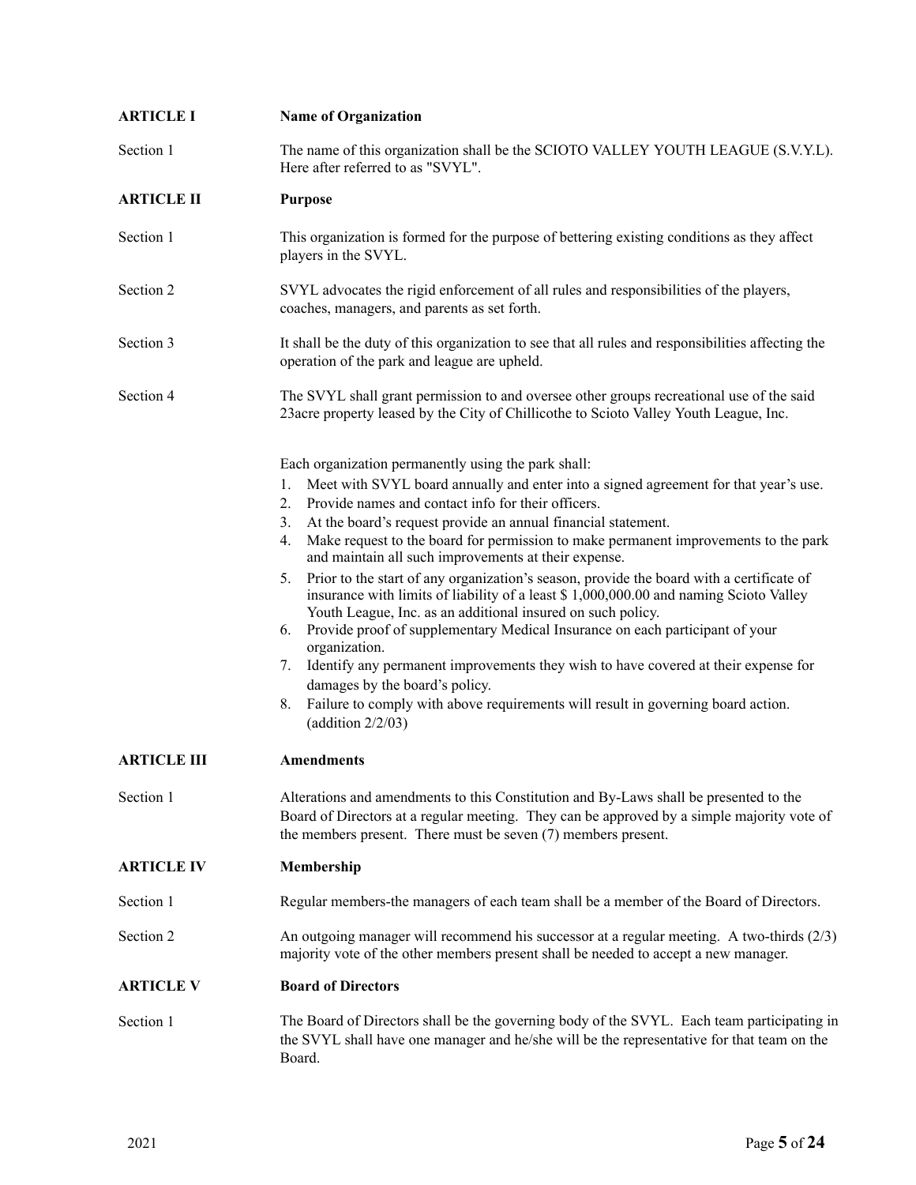## ARTICLE I Name of Organization

Section 1 The name of this organization shall be the SCIOTO VALLEY YOUTH LEAGUE (S.V.Y.L). Here after referred to as "SVYL".

## ARTICLE II Purpose

Section 1 This organization is formed for the purpose of bettering existing conditions as they affect players in the SVYL.

Section 2 SVYL advocates the rigid enforcement of all rules and responsibilities of the players, coaches, managers, and parents as set forth.

Section 3 It shall be the duty of this organization to see that all rules and responsibilities affecting the operation of the park and league are upheld.

Section 4 The SVYL shall grant permission to and oversee other groups recreational use of the said 23acre property leased by the City of Chillicothe to Scioto Valley Youth League, Inc.

Each organization permanently using the park shall:

1. Meet with SVYL board annually and enter into a signed agreement for that year's use.
2. Provide names and contact info for their officers.
3. At the board's request provide an annual financial statement.
4. Make request to the board for permission to make permanent improvements to the park and maintain all such improvements at their expense.
5. Prior to the start of any organization's season, provide the board with a certificate of insurance with limits of liability of a least $ 1,000,000.00 and naming Scioto Valley Youth League, Inc. as an additional insured on such policy.
6. Provide proof of supplementary Medical Insurance on each participant of your organization.
7. Identify any permanent improvements they wish to have covered at their expense for damages by the board's policy.
8. Failure to comply with above requirements will result in governing board action. (addition 2/2/03)

## ARTICLE III Amendments

Section 1 Alterations and amendments to this Constitution and By-Laws shall be presented to the Board of Directors at a regular meeting. They can be approved by a simple majority vote of the members present. There must be seven (7) members present.

## ARTICLE IV Membership

Section 1 Regular members-the managers of each team shall be a member of the Board of Directors.

Section 2 An outgoing manager will recommend his successor at a regular meeting. A two-thirds (2/3) majority vote of the other members present shall be needed to accept a new manager.

## ARTICLE V Board of Directors

Section 1 The Board of Directors shall be the governing body of the SVYL. Each team participating in the SVYL shall have one manager and he/she will be the representative for that team on the Board.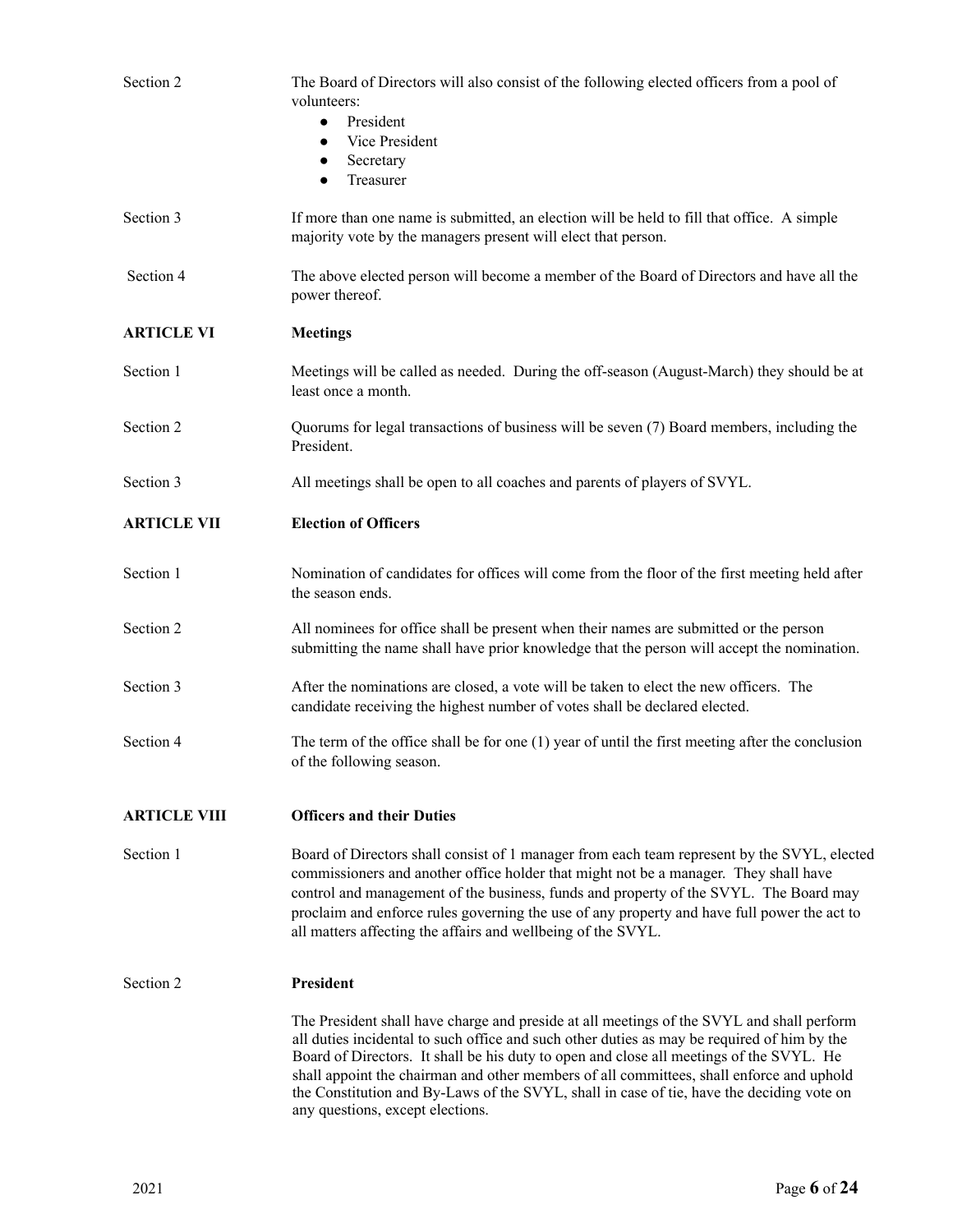Section 2 — The Board of Directors will also consist of the following elected officers from a pool of volunteers:

- President
- Vice President
- Secretary
- Treasurer

Section 3 — If more than one name is submitted, an election will be held to fill that office. A simple majority vote by the managers present will elect that person.

Section 4 — The above elected person will become a member of the Board of Directors and have all the power thereof.

## ARTICLE VI — Meetings

Section 1 — Meetings will be called as needed. During the off-season (August-March) they should be at least once a month.

Section 2 — Quorums for legal transactions of business will be seven (7) Board members, including the President.

Section 3 — All meetings shall be open to all coaches and parents of players of SVYL.

## ARTICLE VII — Election of Officers

Section 1 — Nomination of candidates for offices will come from the floor of the first meeting held after the season ends.

Section 2 — All nominees for office shall be present when their names are submitted or the person submitting the name shall have prior knowledge that the person will accept the nomination.

Section 3 — After the nominations are closed, a vote will be taken to elect the new officers. The candidate receiving the highest number of votes shall be declared elected.

Section 4 — The term of the office shall be for one (1) year of until the first meeting after the conclusion of the following season.

## ARTICLE VIII — Officers and their Duties

Section 1 — Board of Directors shall consist of 1 manager from each team represent by the SVYL, elected commissioners and another office holder that might not be a manager. They shall have control and management of the business, funds and property of the SVYL. The Board may proclaim and enforce rules governing the use of any property and have full power the act to all matters affecting the affairs and wellbeing of the SVYL.

Section 2 — **President**

The President shall have charge and preside at all meetings of the SVYL and shall perform all duties incidental to such office and such other duties as may be required of him by the Board of Directors. It shall be his duty to open and close all meetings of the SVYL. He shall appoint the chairman and other members of all committees, shall enforce and uphold the Constitution and By-Laws of the SVYL, shall in case of tie, have the deciding vote on any questions, except elections.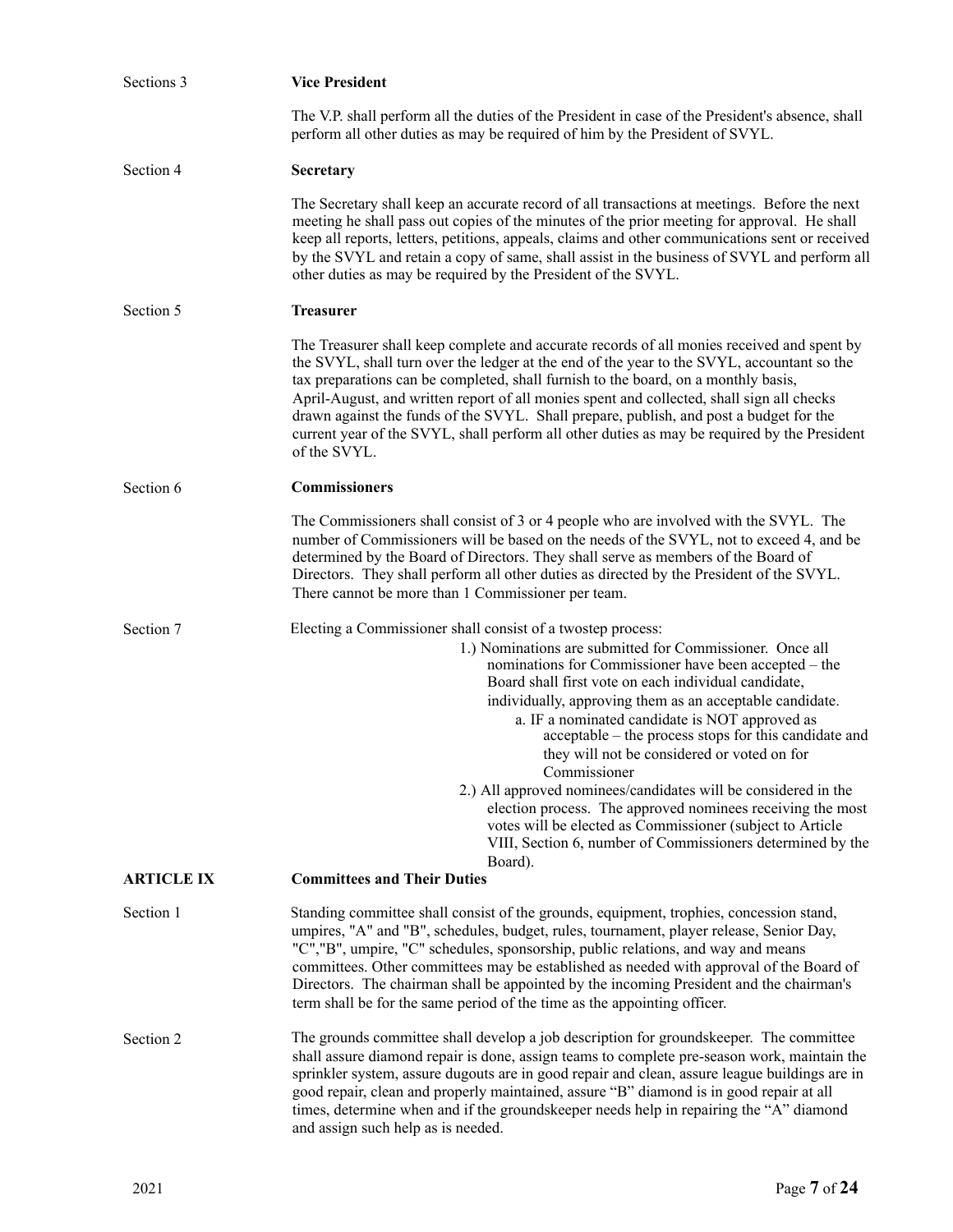Sections 3 **Vice President**

The V.P. shall perform all the duties of the President in case of the President's absence, shall perform all other duties as may be required of him by the President of SVYL.

Section 4 **Secretary**

The Secretary shall keep an accurate record of all transactions at meetings. Before the next meeting he shall pass out copies of the minutes of the prior meeting for approval. He shall keep all reports, letters, petitions, appeals, claims and other communications sent or received by the SVYL and retain a copy of same, shall assist in the business of SVYL and perform all other duties as may be required by the President of the SVYL.

Section 5 **Treasurer**

The Treasurer shall keep complete and accurate records of all monies received and spent by the SVYL, shall turn over the ledger at the end of the year to the SVYL, accountant so the tax preparations can be completed, shall furnish to the board, on a monthly basis, April-August, and written report of all monies spent and collected, shall sign all checks drawn against the funds of the SVYL. Shall prepare, publish, and post a budget for the current year of the SVYL, shall perform all other duties as may be required by the President of the SVYL.

Section 6 **Commissioners**

The Commissioners shall consist of 3 or 4 people who are involved with the SVYL. The number of Commissioners will be based on the needs of the SVYL, not to exceed 4, and be determined by the Board of Directors. They shall serve as members of the Board of Directors. They shall perform all other duties as directed by the President of the SVYL. There cannot be more than 1 Commissioner per team.

Section 7 Electing a Commissioner shall consist of a twostep process:

1.) Nominations are submitted for Commissioner. Once all nominations for Commissioner have been accepted – the Board shall first vote on each individual candidate, individually, approving them as an acceptable candidate.
   a. IF a nominated candidate is NOT approved as acceptable – the process stops for this candidate and they will not be considered or voted on for Commissioner

2.) All approved nominees/candidates will be considered in the election process. The approved nominees receiving the most votes will be elected as Commissioner (subject to Article VIII, Section 6, number of Commissioners determined by the Board).

## ARTICLE IX Committees and Their Duties

Section 1 Standing committee shall consist of the grounds, equipment, trophies, concession stand, umpires, "A" and "B", schedules, budget, rules, tournament, player release, Senior Day, "C","B", umpire, "C" schedules, sponsorship, public relations, and way and means committees. Other committees may be established as needed with approval of the Board of Directors. The chairman shall be appointed by the incoming President and the chairman's term shall be for the same period of the time as the appointing officer.

Section 2 The grounds committee shall develop a job description for groundskeeper. The committee shall assure diamond repair is done, assign teams to complete pre-season work, maintain the sprinkler system, assure dugouts are in good repair and clean, assure league buildings are in good repair, clean and properly maintained, assure "B" diamond is in good repair at all times, determine when and if the groundskeeper needs help in repairing the "A" diamond and assign such help as is needed.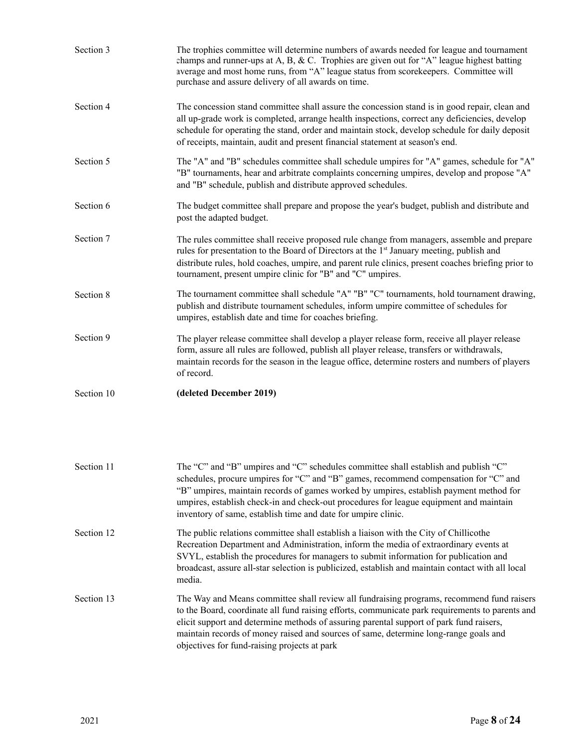**Section 3** The trophies committee will determine numbers of awards needed for league and tournament champs and runner-ups at A, B, & C. Trophies are given out for "A" league highest batting average and most home runs, from "A" league status from scorekeepers. Committee will purchase and assure delivery of all awards on time.

**Section 4** The concession stand committee shall assure the concession stand is in good repair, clean and all up-grade work is completed, arrange health inspections, correct any deficiencies, develop schedule for operating the stand, order and maintain stock, develop schedule for daily deposit of receipts, maintain, audit and present financial statement at season's end.

**Section 5** The "A" and "B" schedules committee shall schedule umpires for "A" games, schedule for "A" "B" tournaments, hear and arbitrate complaints concerning umpires, develop and propose "A" and "B" schedule, publish and distribute approved schedules.

**Section 6** The budget committee shall prepare and propose the year's budget, publish and distribute and post the adapted budget.

**Section 7** The rules committee shall receive proposed rule change from managers, assemble and prepare rules for presentation to the Board of Directors at the 1st January meeting, publish and distribute rules, hold coaches, umpire, and parent rule clinics, present coaches briefing prior to tournament, present umpire clinic for "B" and "C" umpires.

**Section 8** The tournament committee shall schedule "A" "B" "C" tournaments, hold tournament drawing, publish and distribute tournament schedules, inform umpire committee of schedules for umpires, establish date and time for coaches briefing.

**Section 9** The player release committee shall develop a player release form, receive all player release form, assure all rules are followed, publish all player release, transfers or withdrawals, maintain records for the season in the league office, determine rosters and numbers of players of record.

**Section 10** **(deleted December 2019)**

**Section 11** The "C" and "B" umpires and "C" schedules committee shall establish and publish "C" schedules, procure umpires for "C" and "B" games, recommend compensation for "C" and "B" umpires, maintain records of games worked by umpires, establish payment method for umpires, establish check-in and check-out procedures for league equipment and maintain inventory of same, establish time and date for umpire clinic.

**Section 12** The public relations committee shall establish a liaison with the City of Chillicothe Recreation Department and Administration, inform the media of extraordinary events at SVYL, establish the procedures for managers to submit information for publication and broadcast, assure all-star selection is publicized, establish and maintain contact with all local media.

**Section 13** The Way and Means committee shall review all fundraising programs, recommend fund raisers to the Board, coordinate all fund raising efforts, communicate park requirements to parents and elicit support and determine methods of assuring parental support of park fund raisers, maintain records of money raised and sources of same, determine long-range goals and objectives for fund-raising projects at park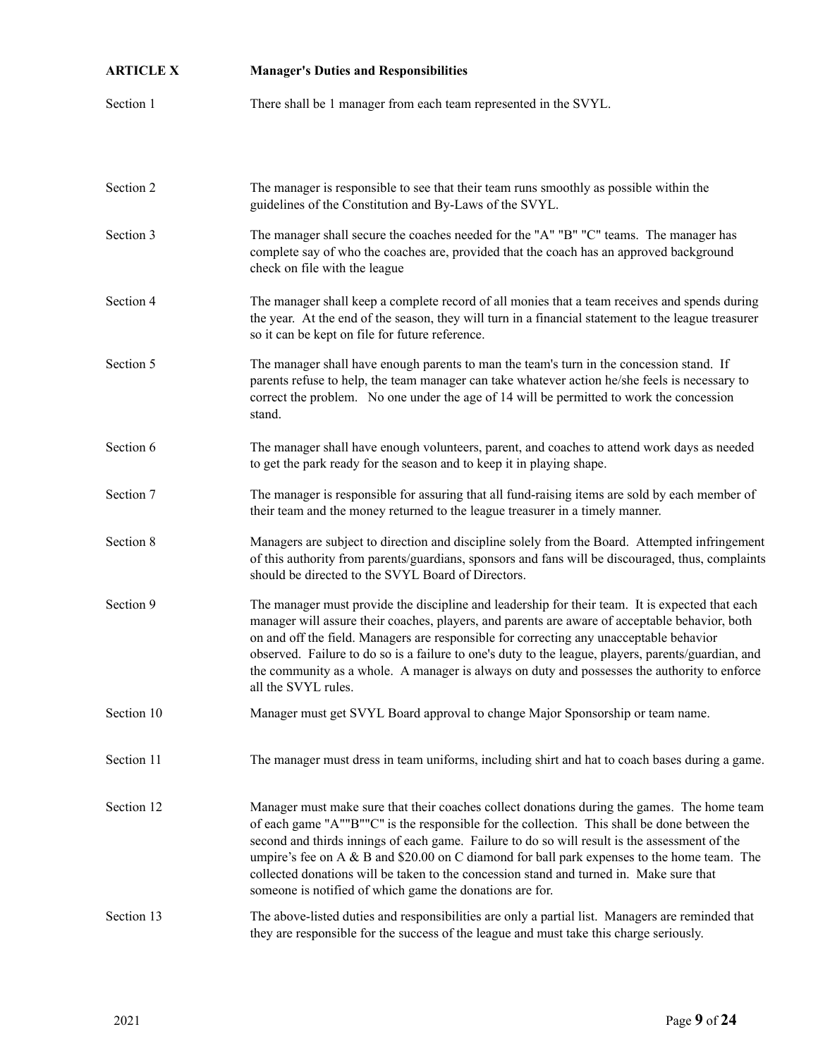## ARTICLE X Manager's Duties and Responsibilities

**Section 1** There shall be 1 manager from each team represented in the SVYL.

**Section 2** The manager is responsible to see that their team runs smoothly as possible within the guidelines of the Constitution and By-Laws of the SVYL.

**Section 3** The manager shall secure the coaches needed for the "A" "B" "C" teams. The manager has complete say of who the coaches are, provided that the coach has an approved background check on file with the league

**Section 4** The manager shall keep a complete record of all monies that a team receives and spends during the year. At the end of the season, they will turn in a financial statement to the league treasurer so it can be kept on file for future reference.

**Section 5** The manager shall have enough parents to man the team's turn in the concession stand. If parents refuse to help, the team manager can take whatever action he/she feels is necessary to correct the problem. No one under the age of 14 will be permitted to work the concession stand.

**Section 6** The manager shall have enough volunteers, parent, and coaches to attend work days as needed to get the park ready for the season and to keep it in playing shape.

**Section 7** The manager is responsible for assuring that all fund-raising items are sold by each member of their team and the money returned to the league treasurer in a timely manner.

**Section 8** Managers are subject to direction and discipline solely from the Board. Attempted infringement of this authority from parents/guardians, sponsors and fans will be discouraged, thus, complaints should be directed to the SVYL Board of Directors.

**Section 9** The manager must provide the discipline and leadership for their team. It is expected that each manager will assure their coaches, players, and parents are aware of acceptable behavior, both on and off the field. Managers are responsible for correcting any unacceptable behavior observed. Failure to do so is a failure to one's duty to the league, players, parents/guardian, and the community as a whole. A manager is always on duty and possesses the authority to enforce all the SVYL rules.

**Section 10** Manager must get SVYL Board approval to change Major Sponsorship or team name.

**Section 11** The manager must dress in team uniforms, including shirt and hat to coach bases during a game.

**Section 12** Manager must make sure that their coaches collect donations during the games. The home team of each game "A""B""C" is the responsible for the collection. This shall be done between the second and thirds innings of each game. Failure to do so will result is the assessment of the umpire's fee on A & B and $20.00 on C diamond for ball park expenses to the home team. The collected donations will be taken to the concession stand and turned in. Make sure that someone is notified of which game the donations are for.

**Section 13** The above-listed duties and responsibilities are only a partial list. Managers are reminded that they are responsible for the success of the league and must take this charge seriously.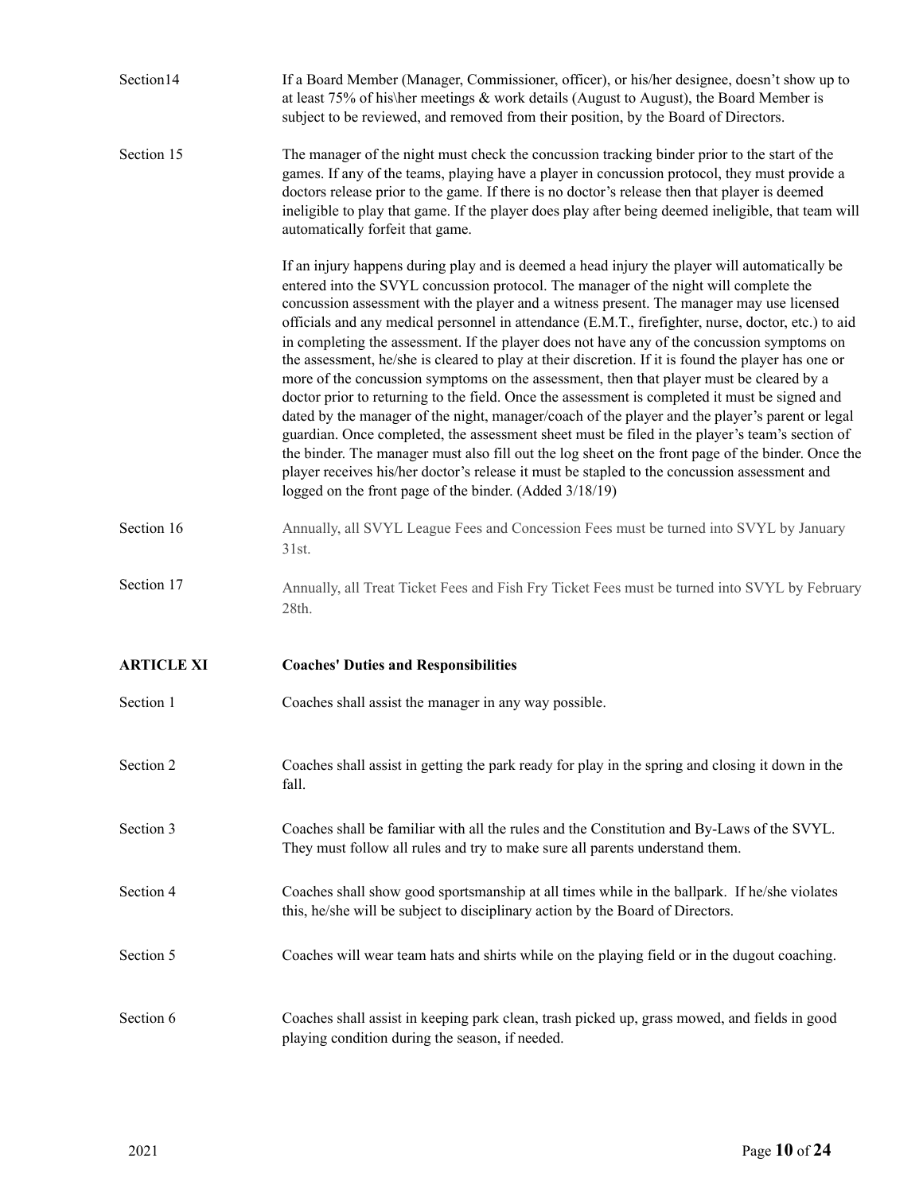**Section14** If a Board Member (Manager, Commissioner, officer), or his/her designee, doesn't show up to at least 75% of his\her meetings & work details (August to August), the Board Member is subject to be reviewed, and removed from their position, by the Board of Directors.

**Section 15** The manager of the night must check the concussion tracking binder prior to the start of the games. If any of the teams, playing have a player in concussion protocol, they must provide a doctors release prior to the game. If there is no doctor's release then that player is deemed ineligible to play that game. If the player does play after being deemed ineligible, that team will automatically forfeit that game.

If an injury happens during play and is deemed a head injury the player will automatically be entered into the SVYL concussion protocol. The manager of the night will complete the concussion assessment with the player and a witness present. The manager may use licensed officials and any medical personnel in attendance (E.M.T., firefighter, nurse, doctor, etc.) to aid in completing the assessment. If the player does not have any of the concussion symptoms on the assessment, he/she is cleared to play at their discretion. If it is found the player has one or more of the concussion symptoms on the assessment, then that player must be cleared by a doctor prior to returning to the field. Once the assessment is completed it must be signed and dated by the manager of the night, manager/coach of the player and the player's parent or legal guardian. Once completed, the assessment sheet must be filed in the player's team's section of the binder. The manager must also fill out the log sheet on the front page of the binder. Once the player receives his/her doctor's release it must be stapled to the concussion assessment and logged on the front page of the binder. (Added 3/18/19)

**Section 16** Annually, all SVYL League Fees and Concession Fees must be turned into SVYL by January 31st.

**Section 17** Annually, all Treat Ticket Fees and Fish Fry Ticket Fees must be turned into SVYL by February 28th.

## ARTICLE XI Coaches' Duties and Responsibilities

**Section 1** Coaches shall assist the manager in any way possible.

**Section 2** Coaches shall assist in getting the park ready for play in the spring and closing it down in the fall.

**Section 3** Coaches shall be familiar with all the rules and the Constitution and By-Laws of the SVYL. They must follow all rules and try to make sure all parents understand them.

**Section 4** Coaches shall show good sportsmanship at all times while in the ballpark. If he/she violates this, he/she will be subject to disciplinary action by the Board of Directors.

**Section 5** Coaches will wear team hats and shirts while on the playing field or in the dugout coaching.

**Section 6** Coaches shall assist in keeping park clean, trash picked up, grass mowed, and fields in good playing condition during the season, if needed.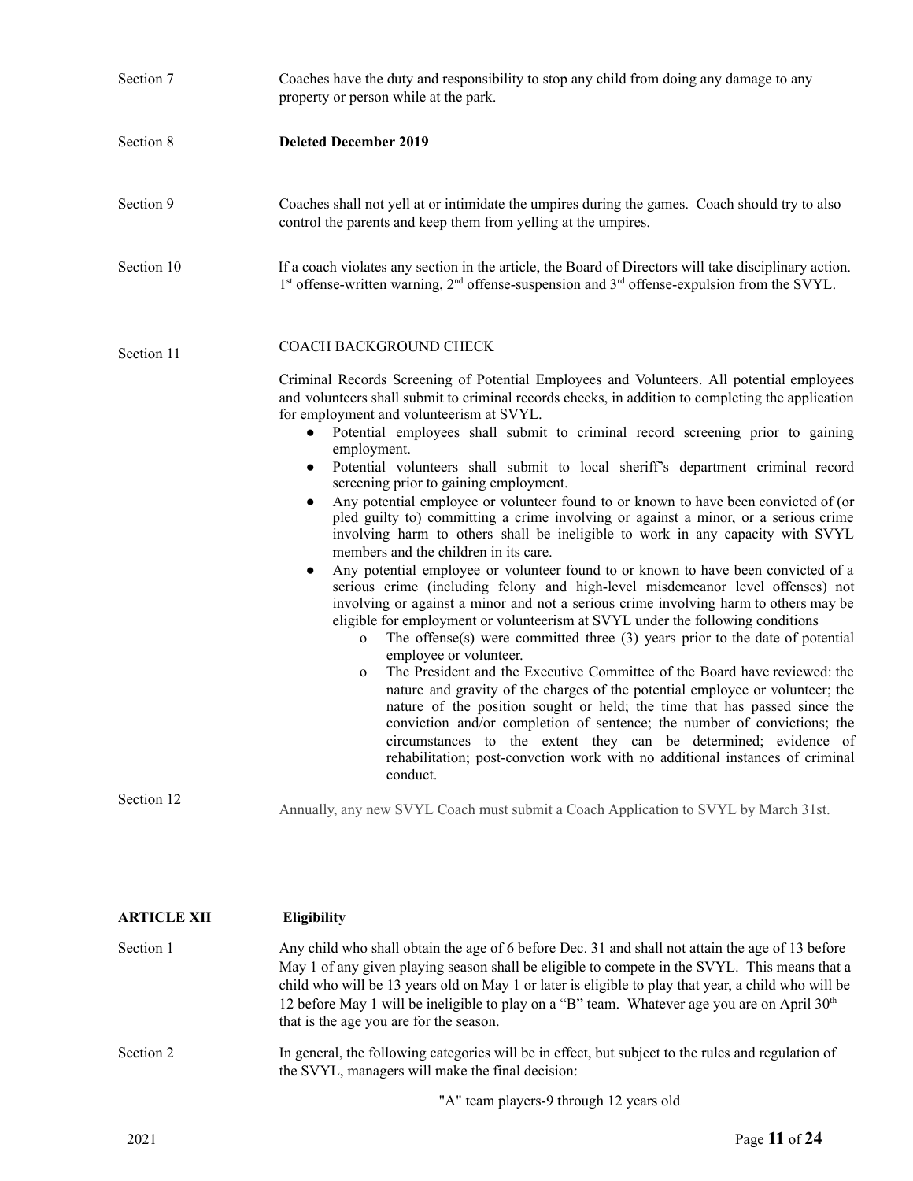Section 7 Coaches have the duty and responsibility to stop any child from doing any damage to any property or person while at the park.

Section 8 **Deleted December 2019**

Section 9 Coaches shall not yell at or intimidate the umpires during the games. Coach should try to also control the parents and keep them from yelling at the umpires.

Section 10 If a coach violates any section in the article, the Board of Directors will take disciplinary action. 1st offense-written warning, 2nd offense-suspension and 3rd offense-expulsion from the SVYL.

Section 11 COACH BACKGROUND CHECK

Criminal Records Screening of Potential Employees and Volunteers. All potential employees and volunteers shall submit to criminal records checks, in addition to completing the application for employment and volunteerism at SVYL.

- Potential employees shall submit to criminal record screening prior to gaining employment.
- Potential volunteers shall submit to local sheriff's department criminal record screening prior to gaining employment.
- Any potential employee or volunteer found to or known to have been convicted of (or pled guilty to) committing a crime involving or against a minor, or a serious crime involving harm to others shall be ineligible to work in any capacity with SVYL members and the children in its care.
- Any potential employee or volunteer found to or known to have been convicted of a serious crime (including felony and high-level misdemeanor level offenses) not involving or against a minor and not a serious crime involving harm to others may be eligible for employment or volunteerism at SVYL under the following conditions
  - o The offense(s) were committed three (3) years prior to the date of potential employee or volunteer.
  - o The President and the Executive Committee of the Board have reviewed: the nature and gravity of the charges of the potential employee or volunteer; the nature of the position sought or held; the time that has passed since the conviction and/or completion of sentence; the number of convictions; the circumstances to the extent they can be determined; evidence of rehabilitation; post-convction work with no additional instances of criminal conduct.

Section 12 Annually, any new SVYL Coach must submit a Coach Application to SVYL by March 31st.

## ARTICLE XII Eligibility

Section 1 Any child who shall obtain the age of 6 before Dec. 31 and shall not attain the age of 13 before May 1 of any given playing season shall be eligible to compete in the SVYL. This means that a child who will be 13 years old on May 1 or later is eligible to play that year, a child who will be 12 before May 1 will be ineligible to play on a "B" team. Whatever age you are on April 30th that is the age you are for the season.

Section 2 In general, the following categories will be in effect, but subject to the rules and regulation of the SVYL, managers will make the final decision:

"A" team players-9 through 12 years old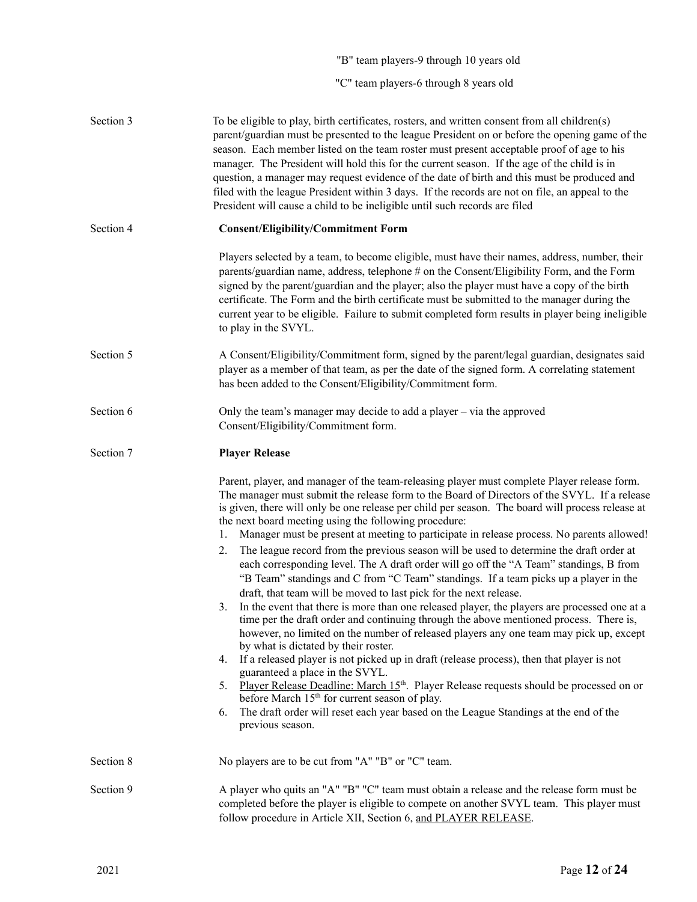"B" team players-9 through 10 years old

"C" team players-6 through 8 years old

Section 3

To be eligible to play, birth certificates, rosters, and written consent from all children(s) parent/guardian must be presented to the league President on or before the opening game of the season. Each member listed on the team roster must present acceptable proof of age to his manager. The President will hold this for the current season. If the age of the child is in question, a manager may request evidence of the date of birth and this must be produced and filed with the league President within 3 days. If the records are not on file, an appeal to the President will cause a child to be ineligible until such records are filed

Section 4

**Consent/Eligibility/Commitment Form**

Players selected by a team, to become eligible, must have their names, address, number, their parents/guardian name, address, telephone # on the Consent/Eligibility Form, and the Form signed by the parent/guardian and the player; also the player must have a copy of the birth certificate. The Form and the birth certificate must be submitted to the manager during the current year to be eligible. Failure to submit completed form results in player being ineligible to play in the SVYL.

Section 5

A Consent/Eligibility/Commitment form, signed by the parent/legal guardian, designates said player as a member of that team, as per the date of the signed form. A correlating statement has been added to the Consent/Eligibility/Commitment form.

Section 6

Only the team's manager may decide to add a player – via the approved Consent/Eligibility/Commitment form.

Section 7

**Player Release**

Parent, player, and manager of the team-releasing player must complete Player release form. The manager must submit the release form to the Board of Directors of the SVYL. If a release is given, there will only be one release per child per season. The board will process release at the next board meeting using the following procedure:

1. Manager must be present at meeting to participate in release process. No parents allowed!
2. The league record from the previous season will be used to determine the draft order at each corresponding level. The A draft order will go off the "A Team" standings, B from "B Team" standings and C from "C Team" standings. If a team picks up a player in the draft, that team will be moved to last pick for the next release.
3. In the event that there is more than one released player, the players are processed one at a time per the draft order and continuing through the above mentioned process. There is, however, no limited on the number of released players any one team may pick up, except by what is dictated by their roster.
4. If a released player is not picked up in draft (release process), then that player is not guaranteed a place in the SVYL.
5. Player Release Deadline: March 15th. Player Release requests should be processed on or before March 15th for current season of play.
6. The draft order will reset each year based on the League Standings at the end of the previous season.

Section 8

No players are to be cut from "A" "B" or "C" team.

Section 9

A player who quits an "A" "B" "C" team must obtain a release and the release form must be completed before the player is eligible to compete on another SVYL team. This player must follow procedure in Article XII, Section 6, and PLAYER RELEASE.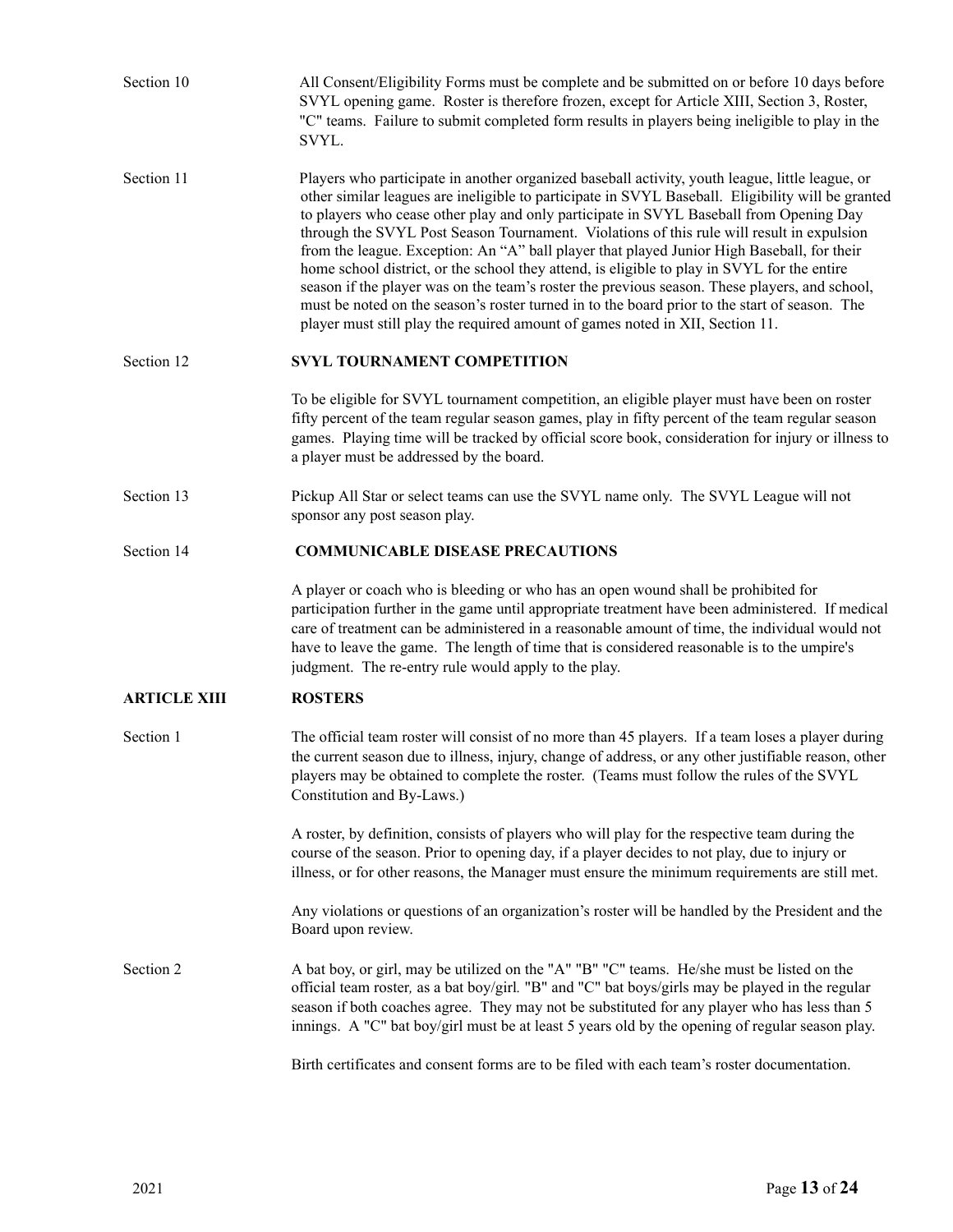**Section 10** All Consent/Eligibility Forms must be complete and be submitted on or before 10 days before SVYL opening game. Roster is therefore frozen, except for Article XIII, Section 3, Roster, "C" teams. Failure to submit completed form results in players being ineligible to play in the SVYL.

**Section 11** Players who participate in another organized baseball activity, youth league, little league, or other similar leagues are ineligible to participate in SVYL Baseball. Eligibility will be granted to players who cease other play and only participate in SVYL Baseball from Opening Day through the SVYL Post Season Tournament. Violations of this rule will result in expulsion from the league. Exception: An "A" ball player that played Junior High Baseball, for their home school district, or the school they attend, is eligible to play in SVYL for the entire season if the player was on the team's roster the previous season. These players, and school, must be noted on the season's roster turned in to the board prior to the start of season. The player must still play the required amount of games noted in XII, Section 11.

**Section 12** **SVYL TOURNAMENT COMPETITION**

To be eligible for SVYL tournament competition, an eligible player must have been on roster fifty percent of the team regular season games, play in fifty percent of the team regular season games. Playing time will be tracked by official score book, consideration for injury or illness to a player must be addressed by the board.

**Section 13** Pickup All Star or select teams can use the SVYL name only. The SVYL League will not sponsor any post season play.

**Section 14** **COMMUNICABLE DISEASE PRECAUTIONS**

A player or coach who is bleeding or who has an open wound shall be prohibited for participation further in the game until appropriate treatment have been administered. If medical care of treatment can be administered in a reasonable amount of time, the individual would not have to leave the game. The length of time that is considered reasonable is to the umpire's judgment. The re-entry rule would apply to the play.

## ARTICLE XIII ROSTERS

**Section 1** The official team roster will consist of no more than 45 players. If a team loses a player during the current season due to illness, injury, change of address, or any other justifiable reason, other players may be obtained to complete the roster. (Teams must follow the rules of the SVYL Constitution and By-Laws.)

A roster, by definition, consists of players who will play for the respective team during the course of the season. Prior to opening day, if a player decides to not play, due to injury or illness, or for other reasons, the Manager must ensure the minimum requirements are still met.

Any violations or questions of an organization's roster will be handled by the President and the Board upon review.

**Section 2** A bat boy, or girl, may be utilized on the "A" "B" "C" teams. He/she must be listed on the official team roster, as a bat boy/girl. "B" and "C" bat boys/girls may be played in the regular season if both coaches agree. They may not be substituted for any player who has less than 5 innings. A "C" bat boy/girl must be at least 5 years old by the opening of regular season play.

Birth certificates and consent forms are to be filed with each team's roster documentation.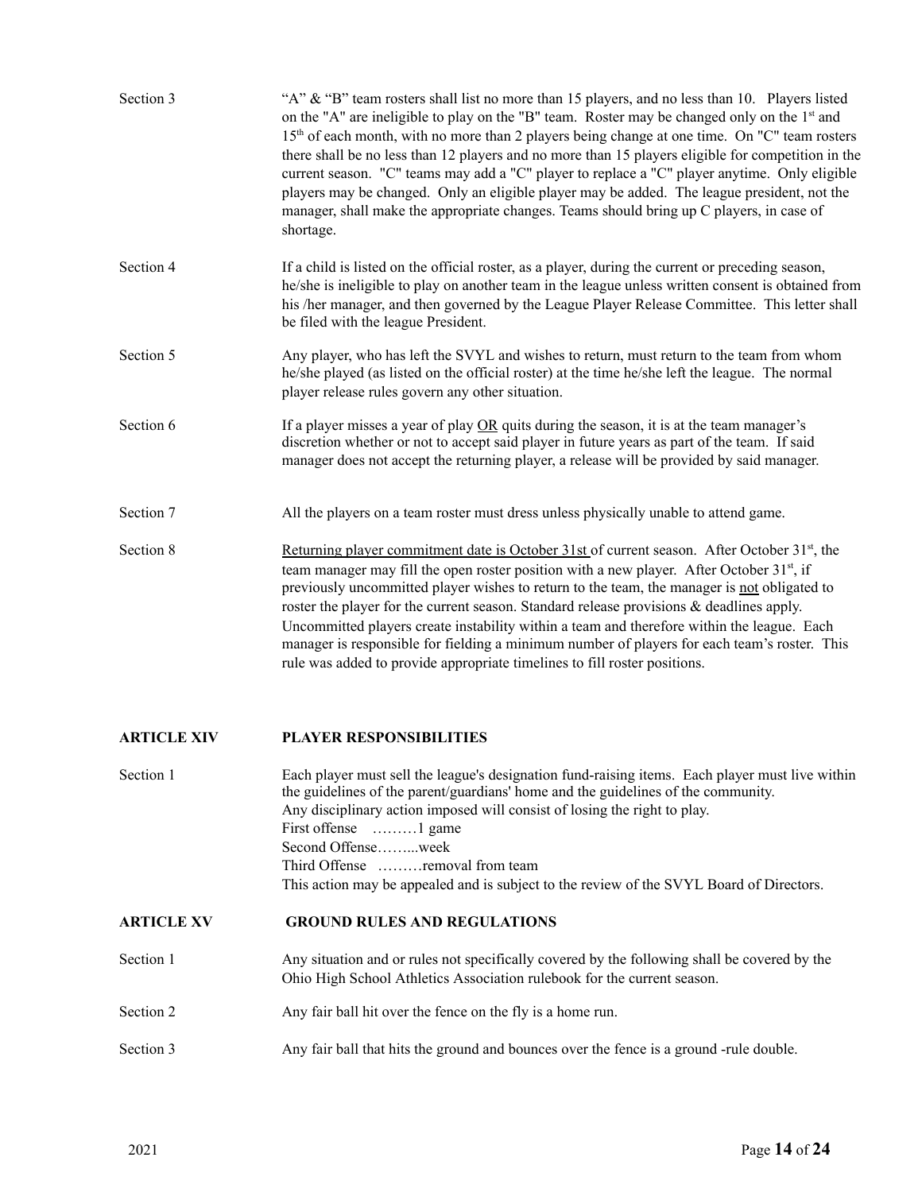**Section 3**

"A" & "B" team rosters shall list no more than 15 players, and no less than 10. Players listed on the "A" are ineligible to play on the "B" team. Roster may be changed only on the 1st and 15th of each month, with no more than 2 players being change at one time. On "C" team rosters there shall be no less than 12 players and no more than 15 players eligible for competition in the current season. "C" teams may add a "C" player to replace a "C" player anytime. Only eligible players may be changed. Only an eligible player may be added. The league president, not the manager, shall make the appropriate changes. Teams should bring up C players, in case of shortage.

**Section 4**

If a child is listed on the official roster, as a player, during the current or preceding season, he/she is ineligible to play on another team in the league unless written consent is obtained from his /her manager, and then governed by the League Player Release Committee. This letter shall be filed with the league President.

**Section 5**

Any player, who has left the SVYL and wishes to return, must return to the team from whom he/she played (as listed on the official roster) at the time he/she left the league. The normal player release rules govern any other situation.

**Section 6**

If a player misses a year of play <u>OR</u> quits during the season, it is at the team manager's discretion whether or not to accept said player in future years as part of the team. If said manager does not accept the returning player, a release will be provided by said manager.

**Section 7**

All the players on a team roster must dress unless physically unable to attend game.

**Section 8**

<u>Returning player commitment date is October 31st</u> of current season. After October 31st, the team manager may fill the open roster position with a new player. After October 31st, if previously uncommitted player wishes to return to the team, the manager is <u>not</u> obligated to roster the player for the current season. Standard release provisions & deadlines apply. Uncommitted players create instability within a team and therefore within the league. Each manager is responsible for fielding a minimum number of players for each team's roster. This rule was added to provide appropriate timelines to fill roster positions.

## ARTICLE XIV PLAYER RESPONSIBILITIES

**Section 1**

Each player must sell the league's designation fund-raising items. Each player must live within the guidelines of the parent/guardians' home and the guidelines of the community.
Any disciplinary action imposed will consist of losing the right to play.
First offense ………1 game
Second Offense……...week
Third Offense ………removal from team
This action may be appealed and is subject to the review of the SVYL Board of Directors.

## ARTICLE XV GROUND RULES AND REGULATIONS

**Section 1**

Any situation and or rules not specifically covered by the following shall be covered by the Ohio High School Athletics Association rulebook for the current season.

**Section 2**

Any fair ball hit over the fence on the fly is a home run.

**Section 3**

Any fair ball that hits the ground and bounces over the fence is a ground -rule double.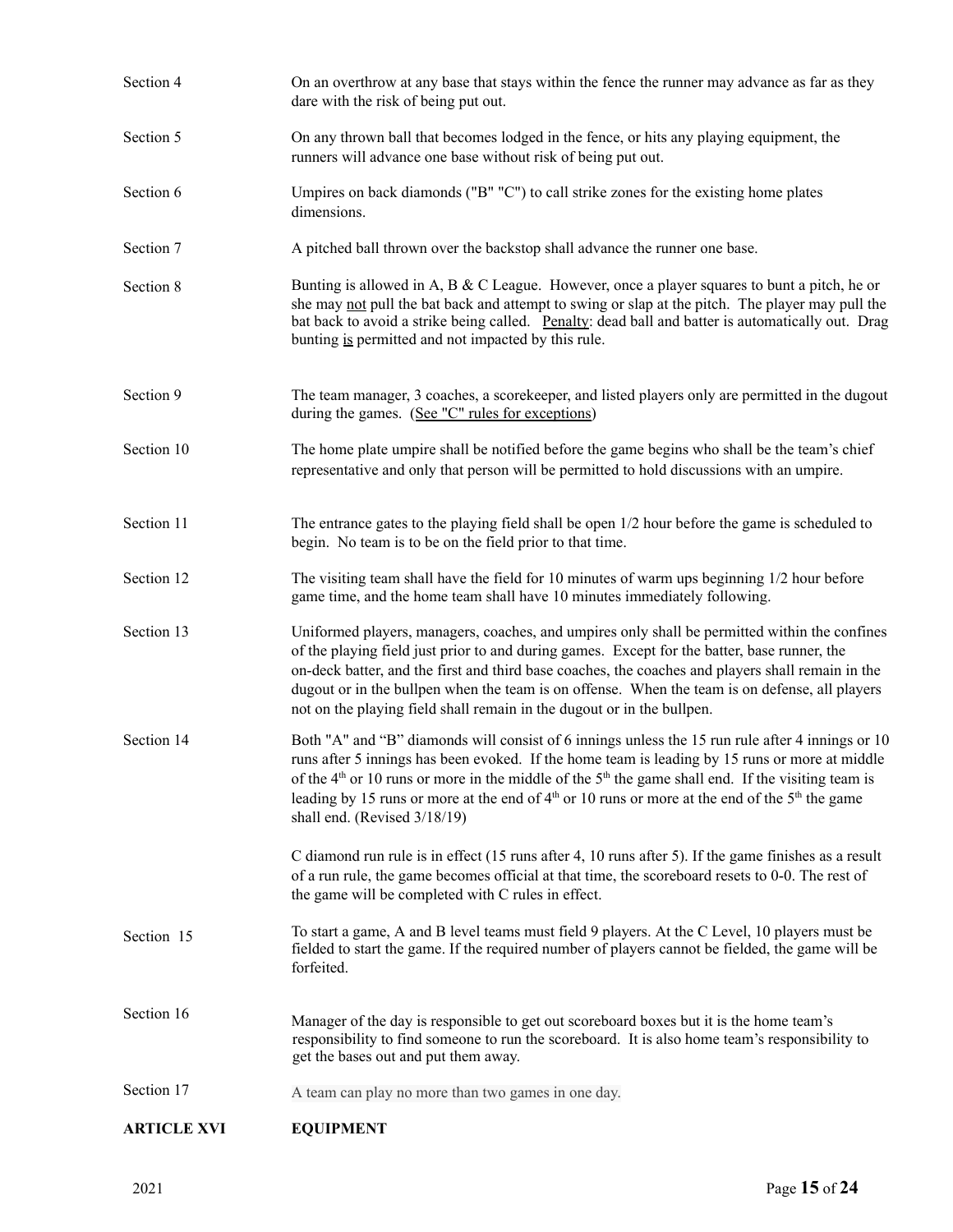Section 4 — On an overthrow at any base that stays within the fence the runner may advance as far as they dare with the risk of being put out.

Section 5 — On any thrown ball that becomes lodged in the fence, or hits any playing equipment, the runners will advance one base without risk of being put out.

Section 6 — Umpires on back diamonds ("B" "C") to call strike zones for the existing home plates dimensions.

Section 7 — A pitched ball thrown over the backstop shall advance the runner one base.

Section 8 — Bunting is allowed in A, B & C League. However, once a player squares to bunt a pitch, he or she may not pull the bat back and attempt to swing or slap at the pitch. The player may pull the bat back to avoid a strike being called. Penalty: dead ball and batter is automatically out. Drag bunting is permitted and not impacted by this rule.

Section 9 — The team manager, 3 coaches, a scorekeeper, and listed players only are permitted in the dugout during the games. (See "C" rules for exceptions)

Section 10 — The home plate umpire shall be notified before the game begins who shall be the team's chief representative and only that person will be permitted to hold discussions with an umpire.

Section 11 — The entrance gates to the playing field shall be open 1/2 hour before the game is scheduled to begin. No team is to be on the field prior to that time.

Section 12 — The visiting team shall have the field for 10 minutes of warm ups beginning 1/2 hour before game time, and the home team shall have 10 minutes immediately following.

Section 13 — Uniformed players, managers, coaches, and umpires only shall be permitted within the confines of the playing field just prior to and during games. Except for the batter, base runner, the on-deck batter, and the first and third base coaches, the coaches and players shall remain in the dugout or in the bullpen when the team is on offense. When the team is on defense, all players not on the playing field shall remain in the dugout or in the bullpen.

Section 14 — Both "A" and "B" diamonds will consist of 6 innings unless the 15 run rule after 4 innings or 10 runs after 5 innings has been evoked. If the home team is leading by 15 runs or more at middle of the 4th or 10 runs or more in the middle of the 5th the game shall end. If the visiting team is leading by 15 runs or more at the end of 4th or 10 runs or more at the end of the 5th the game shall end. (Revised 3/18/19)

C diamond run rule is in effect (15 runs after 4, 10 runs after 5). If the game finishes as a result of a run rule, the game becomes official at that time, the scoreboard resets to 0-0. The rest of the game will be completed with C rules in effect.

Section 15 — To start a game, A and B level teams must field 9 players. At the C Level, 10 players must be fielded to start the game. If the required number of players cannot be fielded, the game will be forfeited.

Section 16 — Manager of the day is responsible to get out scoreboard boxes but it is the home team's responsibility to find someone to run the scoreboard. It is also home team's responsibility to get the bases out and put them away.

Section 17 — A team can play no more than two games in one day.

## ARTICLE XVI — EQUIPMENT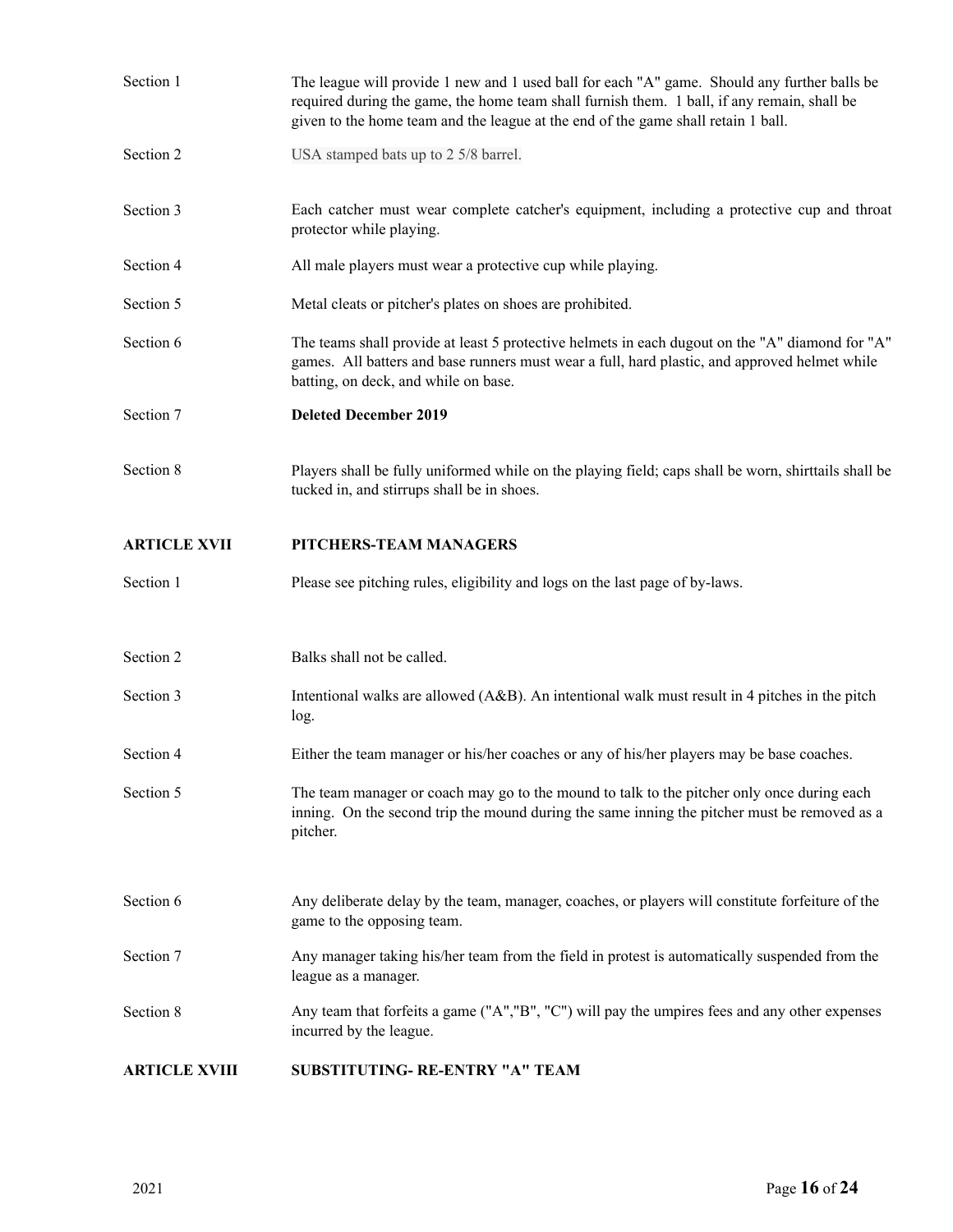Section 1 The league will provide 1 new and 1 used ball for each "A" game. Should any further balls be required during the game, the home team shall furnish them. 1 ball, if any remain, shall be given to the home team and the league at the end of the game shall retain 1 ball.

Section 2 USA stamped bats up to 2 5/8 barrel.

Section 3 Each catcher must wear complete catcher's equipment, including a protective cup and throat protector while playing.

Section 4 All male players must wear a protective cup while playing.

Section 5 Metal cleats or pitcher's plates on shoes are prohibited.

Section 6 The teams shall provide at least 5 protective helmets in each dugout on the "A" diamond for "A" games. All batters and base runners must wear a full, hard plastic, and approved helmet while batting, on deck, and while on base.

Section 7 **Deleted December 2019**

Section 8 Players shall be fully uniformed while on the playing field; caps shall be worn, shirttails shall be tucked in, and stirrups shall be in shoes.

## ARTICLE XVII PITCHERS-TEAM MANAGERS

Section 1 Please see pitching rules, eligibility and logs on the last page of by-laws.

Section 2 Balks shall not be called.

Section 3 Intentional walks are allowed (A&B). An intentional walk must result in 4 pitches in the pitch log.

Section 4 Either the team manager or his/her coaches or any of his/her players may be base coaches.

Section 5 The team manager or coach may go to the mound to talk to the pitcher only once during each inning. On the second trip the mound during the same inning the pitcher must be removed as a pitcher.

Section 6 Any deliberate delay by the team, manager, coaches, or players will constitute forfeiture of the game to the opposing team.

Section 7 Any manager taking his/her team from the field in protest is automatically suspended from the league as a manager.

Section 8 Any team that forfeits a game ("A","B", "C") will pay the umpires fees and any other expenses incurred by the league.

## ARTICLE XVIII SUBSTITUTING- RE-ENTRY "A" TEAM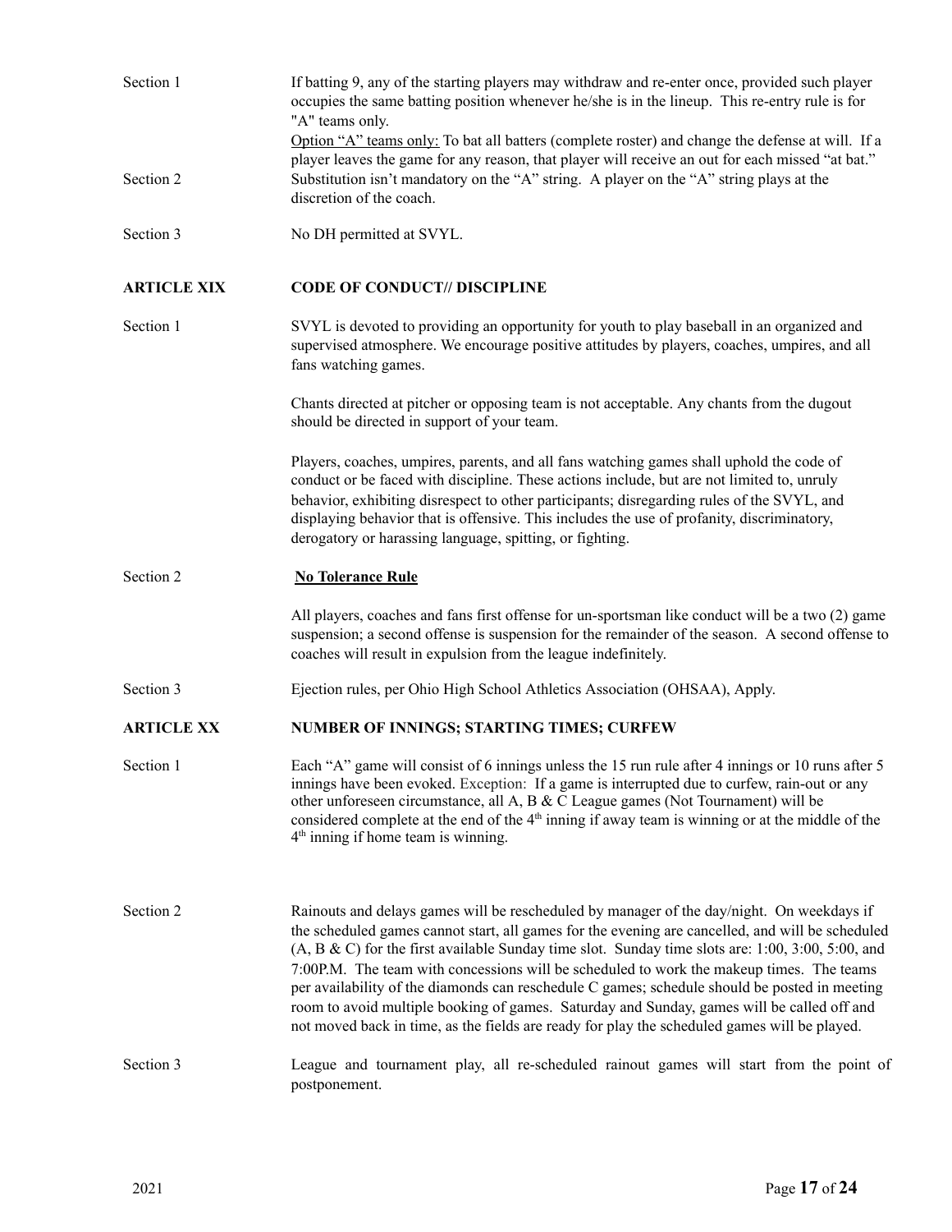**Section 1** If batting 9, any of the starting players may withdraw and re-enter once, provided such player occupies the same batting position whenever he/she is in the lineup. This re-entry rule is for "A" teams only.

Option "A" teams only: To bat all batters (complete roster) and change the defense at will. If a player leaves the game for any reason, that player will receive an out for each missed "at bat."

**Section 2** Substitution isn't mandatory on the "A" string. A player on the "A" string plays at the discretion of the coach.

**Section 3** No DH permitted at SVYL.

## ARTICLE XIX CODE OF CONDUCT// DISCIPLINE

**Section 1** SVYL is devoted to providing an opportunity for youth to play baseball in an organized and supervised atmosphere. We encourage positive attitudes by players, coaches, umpires, and all fans watching games.

Chants directed at pitcher or opposing team is not acceptable. Any chants from the dugout should be directed in support of your team.

Players, coaches, umpires, parents, and all fans watching games shall uphold the code of conduct or be faced with discipline. These actions include, but are not limited to, unruly behavior, exhibiting disrespect to other participants; disregarding rules of the SVYL, and displaying behavior that is offensive. This includes the use of profanity, discriminatory, derogatory or harassing language, spitting, or fighting.

**Section 2** **No Tolerance Rule**

All players, coaches and fans first offense for un-sportsman like conduct will be a two (2) game suspension; a second offense is suspension for the remainder of the season. A second offense to coaches will result in expulsion from the league indefinitely.

**Section 3** Ejection rules, per Ohio High School Athletics Association (OHSAA), Apply.

## ARTICLE XX NUMBER OF INNINGS; STARTING TIMES; CURFEW

**Section 1** Each "A" game will consist of 6 innings unless the 15 run rule after 4 innings or 10 runs after 5 innings have been evoked. Exception: If a game is interrupted due to curfew, rain-out or any other unforeseen circumstance, all A, B & C League games (Not Tournament) will be considered complete at the end of the 4th inning if away team is winning or at the middle of the 4th inning if home team is winning.

**Section 2** Rainouts and delays games will be rescheduled by manager of the day/night. On weekdays if the scheduled games cannot start, all games for the evening are cancelled, and will be scheduled (A, B & C) for the first available Sunday time slot. Sunday time slots are: 1:00, 3:00, 5:00, and 7:00P.M. The team with concessions will be scheduled to work the makeup times. The teams per availability of the diamonds can reschedule C games; schedule should be posted in meeting room to avoid multiple booking of games. Saturday and Sunday, games will be called off and not moved back in time, as the fields are ready for play the scheduled games will be played.

**Section 3** League and tournament play, all re-scheduled rainout games will start from the point of postponement.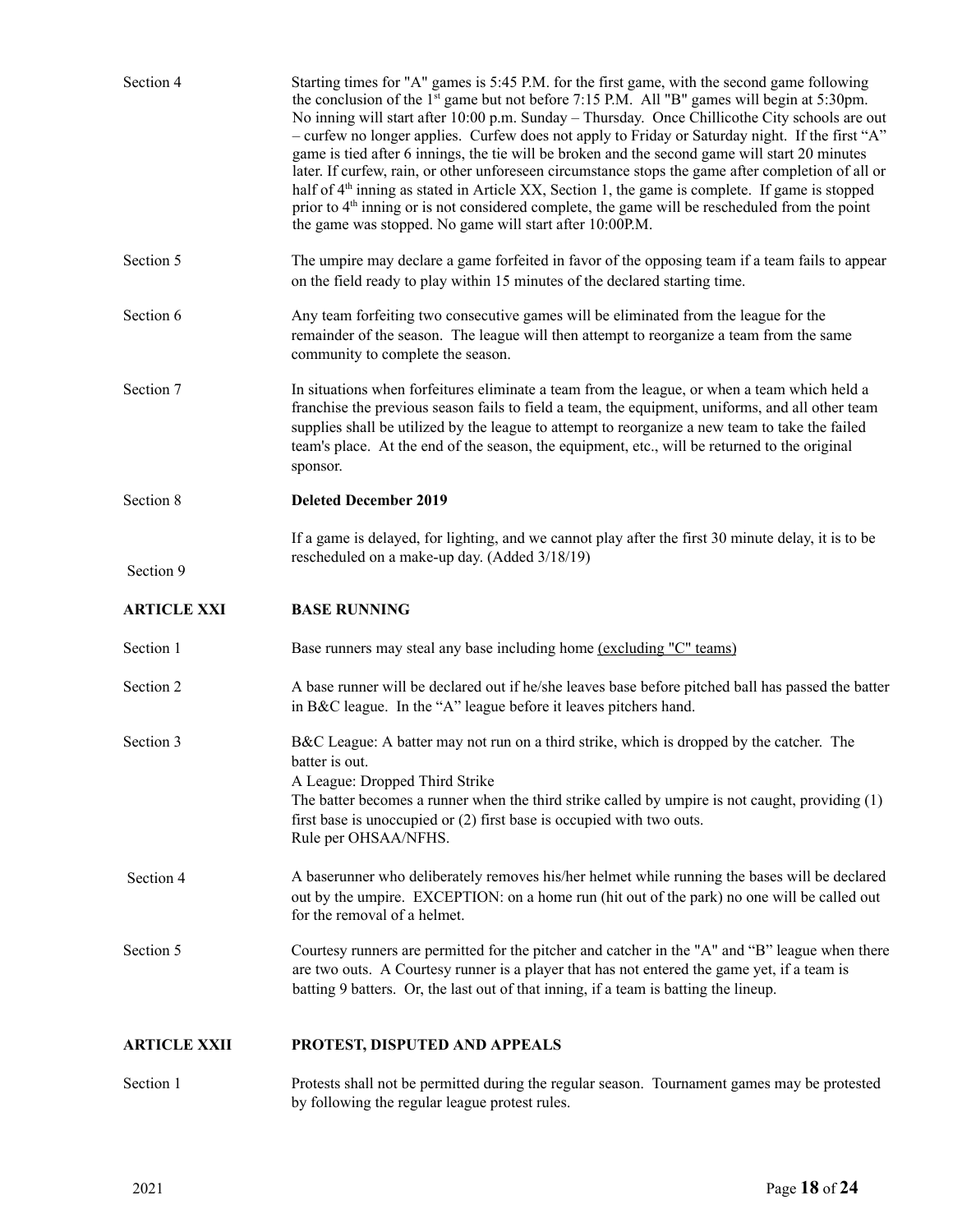Section 4 — Starting times for "A" games is 5:45 P.M. for the first game, with the second game following the conclusion of the 1st game but not before 7:15 P.M. All "B" games will begin at 5:30pm. No inning will start after 10:00 p.m. Sunday – Thursday. Once Chillicothe City schools are out – curfew no longer applies. Curfew does not apply to Friday or Saturday night. If the first "A" game is tied after 6 innings, the tie will be broken and the second game will start 20 minutes later. If curfew, rain, or other unforeseen circumstance stops the game after completion of all or half of 4th inning as stated in Article XX, Section 1, the game is complete. If game is stopped prior to 4th inning or is not considered complete, the game will be rescheduled from the point the game was stopped. No game will start after 10:00P.M.

Section 5 — The umpire may declare a game forfeited in favor of the opposing team if a team fails to appear on the field ready to play within 15 minutes of the declared starting time.

Section 6 — Any team forfeiting two consecutive games will be eliminated from the league for the remainder of the season. The league will then attempt to reorganize a team from the same community to complete the season.

Section 7 — In situations when forfeitures eliminate a team from the league, or when a team which held a franchise the previous season fails to field a team, the equipment, uniforms, and all other team supplies shall be utilized by the league to attempt to reorganize a new team to take the failed team's place. At the end of the season, the equipment, etc., will be returned to the original sponsor.

Section 8 — **Deleted December 2019**

Section 9 — If a game is delayed, for lighting, and we cannot play after the first 30 minute delay, it is to be rescheduled on a make-up day. (Added 3/18/19)

## ARTICLE XXI BASE RUNNING

Section 1 — Base runners may steal any base including home (excluding "C" teams)

Section 2 — A base runner will be declared out if he/she leaves base before pitched ball has passed the batter in B&C league. In the "A" league before it leaves pitchers hand.

Section 3 — B&C League: A batter may not run on a third strike, which is dropped by the catcher. The batter is out.
A League: Dropped Third Strike
The batter becomes a runner when the third strike called by umpire is not caught, providing (1) first base is unoccupied or (2) first base is occupied with two outs.
Rule per OHSAA/NFHS.

Section 4 — A baserunner who deliberately removes his/her helmet while running the bases will be declared out by the umpire. EXCEPTION: on a home run (hit out of the park) no one will be called out for the removal of a helmet.

Section 5 — Courtesy runners are permitted for the pitcher and catcher in the "A" and "B" league when there are two outs. A Courtesy runner is a player that has not entered the game yet, if a team is batting 9 batters. Or, the last out of that inning, if a team is batting the lineup.

## ARTICLE XXII PROTEST, DISPUTED AND APPEALS

Section 1 — Protests shall not be permitted during the regular season. Tournament games may be protested by following the regular league protest rules.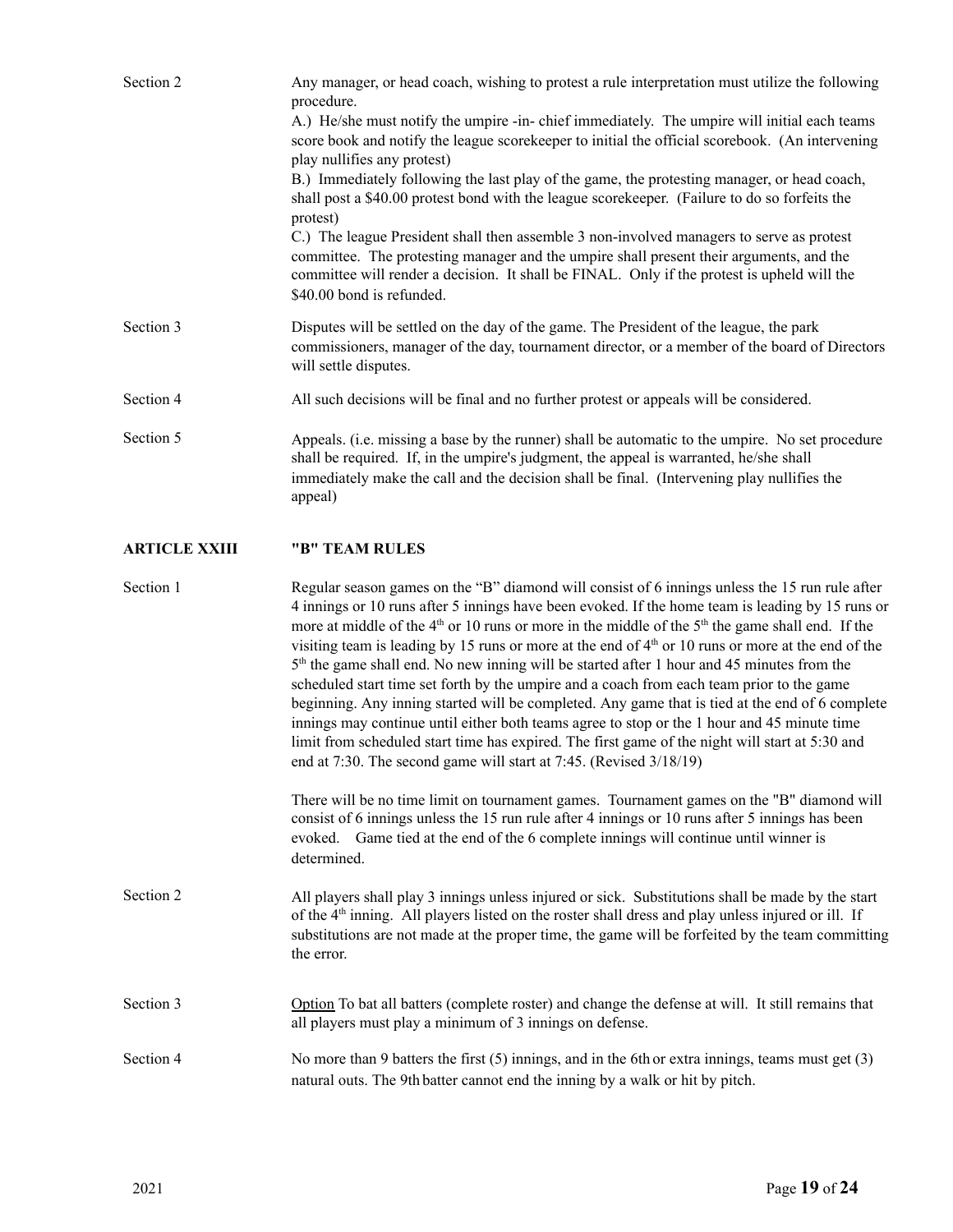**Section 2** Any manager, or head coach, wishing to protest a rule interpretation must utilize the following procedure.

A.) He/she must notify the umpire -in- chief immediately. The umpire will initial each teams score book and notify the league scorekeeper to initial the official scorebook. (An intervening play nullifies any protest)

B.) Immediately following the last play of the game, the protesting manager, or head coach, shall post a $40.00 protest bond with the league scorekeeper. (Failure to do so forfeits the protest)

C.) The league President shall then assemble 3 non-involved managers to serve as protest committee. The protesting manager and the umpire shall present their arguments, and the committee will render a decision. It shall be FINAL. Only if the protest is upheld will the $40.00 bond is refunded.

**Section 3** Disputes will be settled on the day of the game. The President of the league, the park commissioners, manager of the day, tournament director, or a member of the board of Directors will settle disputes.

**Section 4** All such decisions will be final and no further protest or appeals will be considered.

**Section 5** Appeals. (i.e. missing a base by the runner) shall be automatic to the umpire. No set procedure shall be required. If, in the umpire's judgment, the appeal is warranted, he/she shall immediately make the call and the decision shall be final. (Intervening play nullifies the appeal)

## ARTICLE XXIII "B" TEAM RULES

**Section 1** Regular season games on the "B" diamond will consist of 6 innings unless the 15 run rule after 4 innings or 10 runs after 5 innings have been evoked. If the home team is leading by 15 runs or more at middle of the 4th or 10 runs or more in the middle of the 5th the game shall end. If the visiting team is leading by 15 runs or more at the end of 4th or 10 runs or more at the end of the 5th the game shall end. No new inning will be started after 1 hour and 45 minutes from the scheduled start time set forth by the umpire and a coach from each team prior to the game beginning. Any inning started will be completed. Any game that is tied at the end of 6 complete innings may continue until either both teams agree to stop or the 1 hour and 45 minute time limit from scheduled start time has expired. The first game of the night will start at 5:30 and end at 7:30. The second game will start at 7:45. (Revised 3/18/19)

There will be no time limit on tournament games. Tournament games on the "B" diamond will consist of 6 innings unless the 15 run rule after 4 innings or 10 runs after 5 innings has been evoked. Game tied at the end of the 6 complete innings will continue until winner is determined.

**Section 2** All players shall play 3 innings unless injured or sick. Substitutions shall be made by the start of the 4th inning. All players listed on the roster shall dress and play unless injured or ill. If substitutions are not made at the proper time, the game will be forfeited by the team committing the error.

**Section 3** Option To bat all batters (complete roster) and change the defense at will. It still remains that all players must play a minimum of 3 innings on defense.

**Section 4** No more than 9 batters the first (5) innings, and in the 6th or extra innings, teams must get (3) natural outs. The 9th batter cannot end the inning by a walk or hit by pitch.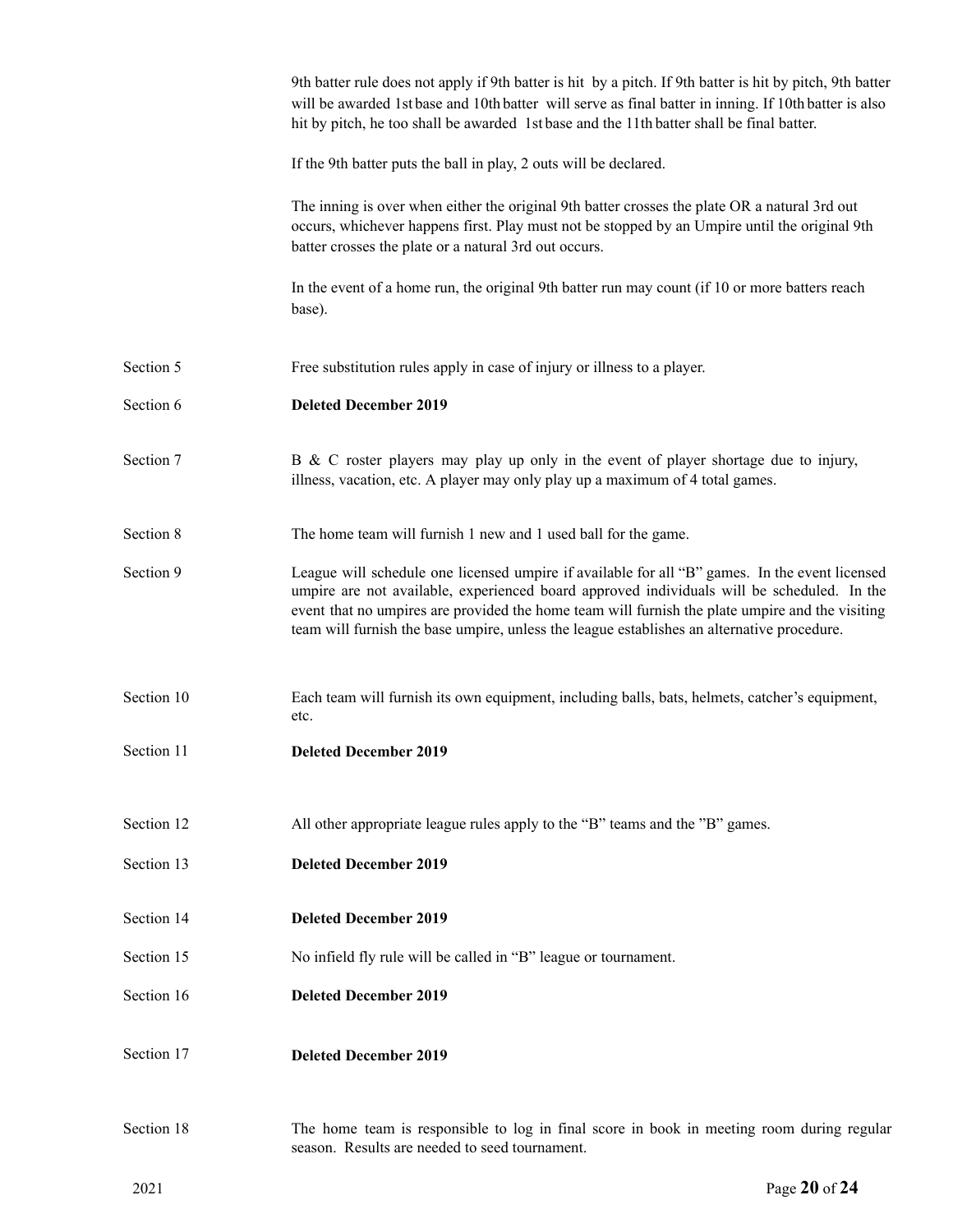9th batter rule does not apply if 9th batter is hit by a pitch. If 9th batter is hit by pitch, 9th batter will be awarded 1st base and 10th batter will serve as final batter in inning. If 10th batter is also hit by pitch, he too shall be awarded 1st base and the 11th batter shall be final batter.

If the 9th batter puts the ball in play, 2 outs will be declared.

The inning is over when either the original 9th batter crosses the plate OR a natural 3rd out occurs, whichever happens first. Play must not be stopped by an Umpire until the original 9th batter crosses the plate or a natural 3rd out occurs.

In the event of a home run, the original 9th batter run may count (if 10 or more batters reach base).

Section 5 Free substitution rules apply in case of injury or illness to a player.

Section 6 **Deleted December 2019**

Section 7 B & C roster players may play up only in the event of player shortage due to injury, illness, vacation, etc. A player may only play up a maximum of 4 total games.

Section 8 The home team will furnish 1 new and 1 used ball for the game.

Section 9 League will schedule one licensed umpire if available for all "B" games. In the event licensed umpire are not available, experienced board approved individuals will be scheduled. In the event that no umpires are provided the home team will furnish the plate umpire and the visiting team will furnish the base umpire, unless the league establishes an alternative procedure.

Section 10 Each team will furnish its own equipment, including balls, bats, helmets, catcher's equipment, etc.

Section 11 **Deleted December 2019**

Section 12 All other appropriate league rules apply to the "B" teams and the "B" games.

Section 13 **Deleted December 2019**

Section 14 **Deleted December 2019**

Section 15 No infield fly rule will be called in "B" league or tournament.

Section 16 **Deleted December 2019**

Section 17 **Deleted December 2019**

Section 18 The home team is responsible to log in final score in book in meeting room during regular season. Results are needed to seed tournament.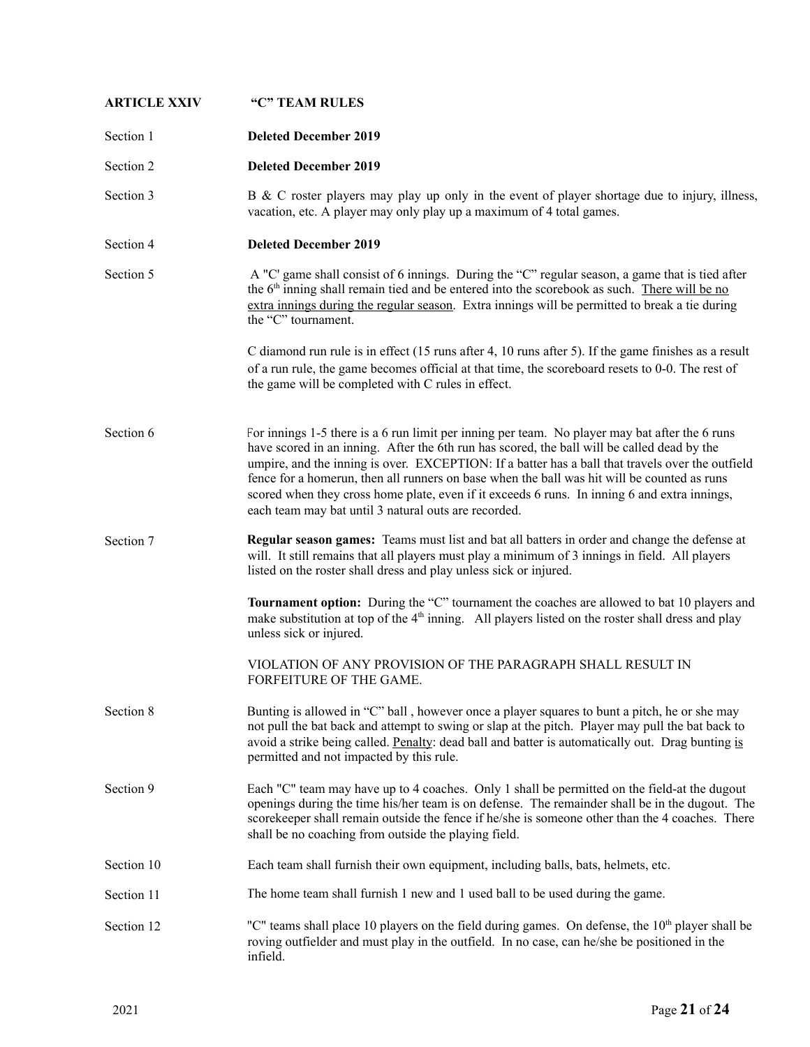## ARTICLE XXIV "C" TEAM RULES

**Section 1** **Deleted December 2019**

**Section 2** **Deleted December 2019**

**Section 3** B & C roster players may play up only in the event of player shortage due to injury, illness, vacation, etc. A player may only play up a maximum of 4 total games.

**Section 4** **Deleted December 2019**

**Section 5** A "C' game shall consist of 6 innings. During the "C" regular season, a game that is tied after the 6th inning shall remain tied and be entered into the scorebook as such. <u>There will be no extra innings during the regular season</u>. Extra innings will be permitted to break a tie during the "C" tournament.

C diamond run rule is in effect (15 runs after 4, 10 runs after 5). If the game finishes as a result of a run rule, the game becomes official at that time, the scoreboard resets to 0-0. The rest of the game will be completed with C rules in effect.

**Section 6** For innings 1-5 there is a 6 run limit per inning per team. No player may bat after the 6 runs have scored in an inning. After the 6th run has scored, the ball will be called dead by the umpire, and the inning is over. EXCEPTION: If a batter has a ball that travels over the outfield fence for a homerun, then all runners on base when the ball was hit will be counted as runs scored when they cross home plate, even if it exceeds 6 runs. In inning 6 and extra innings, each team may bat until 3 natural outs are recorded.

**Section 7** **Regular season games:** Teams must list and bat all batters in order and change the defense at will. It still remains that all players must play a minimum of 3 innings in field. All players listed on the roster shall dress and play unless sick or injured.

**Tournament option:** During the "C" tournament the coaches are allowed to bat 10 players and make substitution at top of the 4th inning. All players listed on the roster shall dress and play unless sick or injured.

VIOLATION OF ANY PROVISION OF THE PARAGRAPH SHALL RESULT IN FORFEITURE OF THE GAME.

**Section 8** Bunting is allowed in "C" ball , however once a player squares to bunt a pitch, he or she may not pull the bat back and attempt to swing or slap at the pitch. Player may pull the bat back to avoid a strike being called. <u>Penalty</u>: dead ball and batter is automatically out. Drag bunting <u>is</u> permitted and not impacted by this rule.

**Section 9** Each "C" team may have up to 4 coaches. Only 1 shall be permitted on the field-at the dugout openings during the time his/her team is on defense. The remainder shall be in the dugout. The scorekeeper shall remain outside the fence if he/she is someone other than the 4 coaches. There shall be no coaching from outside the playing field.

**Section 10** Each team shall furnish their own equipment, including balls, bats, helmets, etc.

**Section 11** The home team shall furnish 1 new and 1 used ball to be used during the game.

**Section 12** "C" teams shall place 10 players on the field during games. On defense, the 10th player shall be roving outfielder and must play in the outfield. In no case, can he/she be positioned in the infield.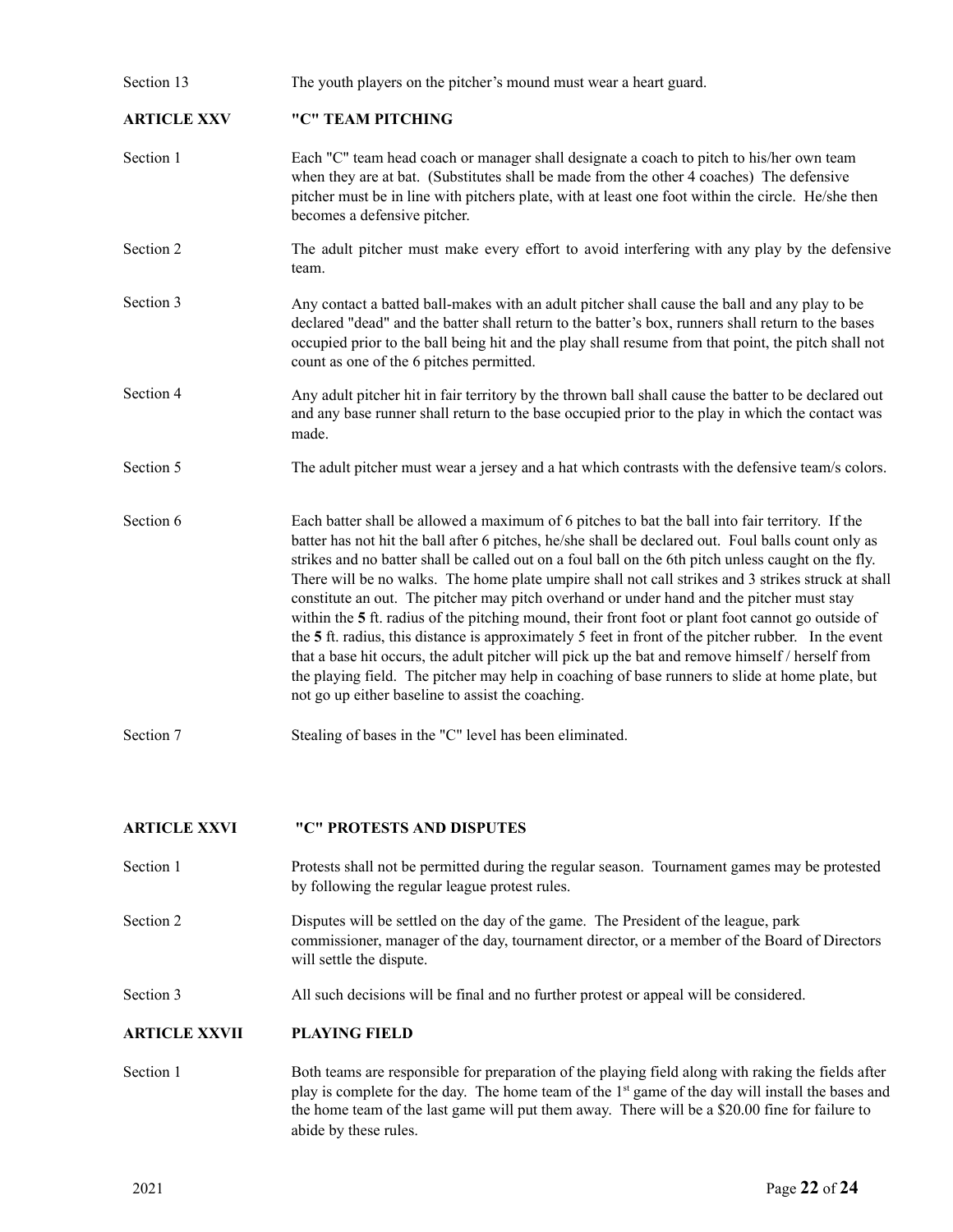Section 13 The youth players on the pitcher's mound must wear a heart guard.

## ARTICLE XXV "C" TEAM PITCHING

Section 1 Each "C" team head coach or manager shall designate a coach to pitch to his/her own team when they are at bat. (Substitutes shall be made from the other 4 coaches) The defensive pitcher must be in line with pitchers plate, with at least one foot within the circle. He/she then becomes a defensive pitcher.

Section 2 The adult pitcher must make every effort to avoid interfering with any play by the defensive team.

Section 3 Any contact a batted ball-makes with an adult pitcher shall cause the ball and any play to be declared "dead" and the batter shall return to the batter's box, runners shall return to the bases occupied prior to the ball being hit and the play shall resume from that point, the pitch shall not count as one of the 6 pitches permitted.

Section 4 Any adult pitcher hit in fair territory by the thrown ball shall cause the batter to be declared out and any base runner shall return to the base occupied prior to the play in which the contact was made.

Section 5 The adult pitcher must wear a jersey and a hat which contrasts with the defensive team/s colors.

Section 6 Each batter shall be allowed a maximum of 6 pitches to bat the ball into fair territory. If the batter has not hit the ball after 6 pitches, he/she shall be declared out. Foul balls count only as strikes and no batter shall be called out on a foul ball on the 6th pitch unless caught on the fly. There will be no walks. The home plate umpire shall not call strikes and 3 strikes struck at shall constitute an out. The pitcher may pitch overhand or under hand and the pitcher must stay within the **5** ft. radius of the pitching mound, their front foot or plant foot cannot go outside of the **5** ft. radius, this distance is approximately 5 feet in front of the pitcher rubber. In the event that a base hit occurs, the adult pitcher will pick up the bat and remove himself / herself from the playing field. The pitcher may help in coaching of base runners to slide at home plate, but not go up either baseline to assist the coaching.

Section 7 Stealing of bases in the "C" level has been eliminated.

## ARTICLE XXVI "C" PROTESTS AND DISPUTES

Section 1 Protests shall not be permitted during the regular season. Tournament games may be protested by following the regular league protest rules.

Section 2 Disputes will be settled on the day of the game. The President of the league, park commissioner, manager of the day, tournament director, or a member of the Board of Directors will settle the dispute.

Section 3 All such decisions will be final and no further protest or appeal will be considered.

## ARTICLE XXVII PLAYING FIELD

Section 1 Both teams are responsible for preparation of the playing field along with raking the fields after play is complete for the day. The home team of the 1st game of the day will install the bases and the home team of the last game will put them away. There will be a $20.00 fine for failure to abide by these rules.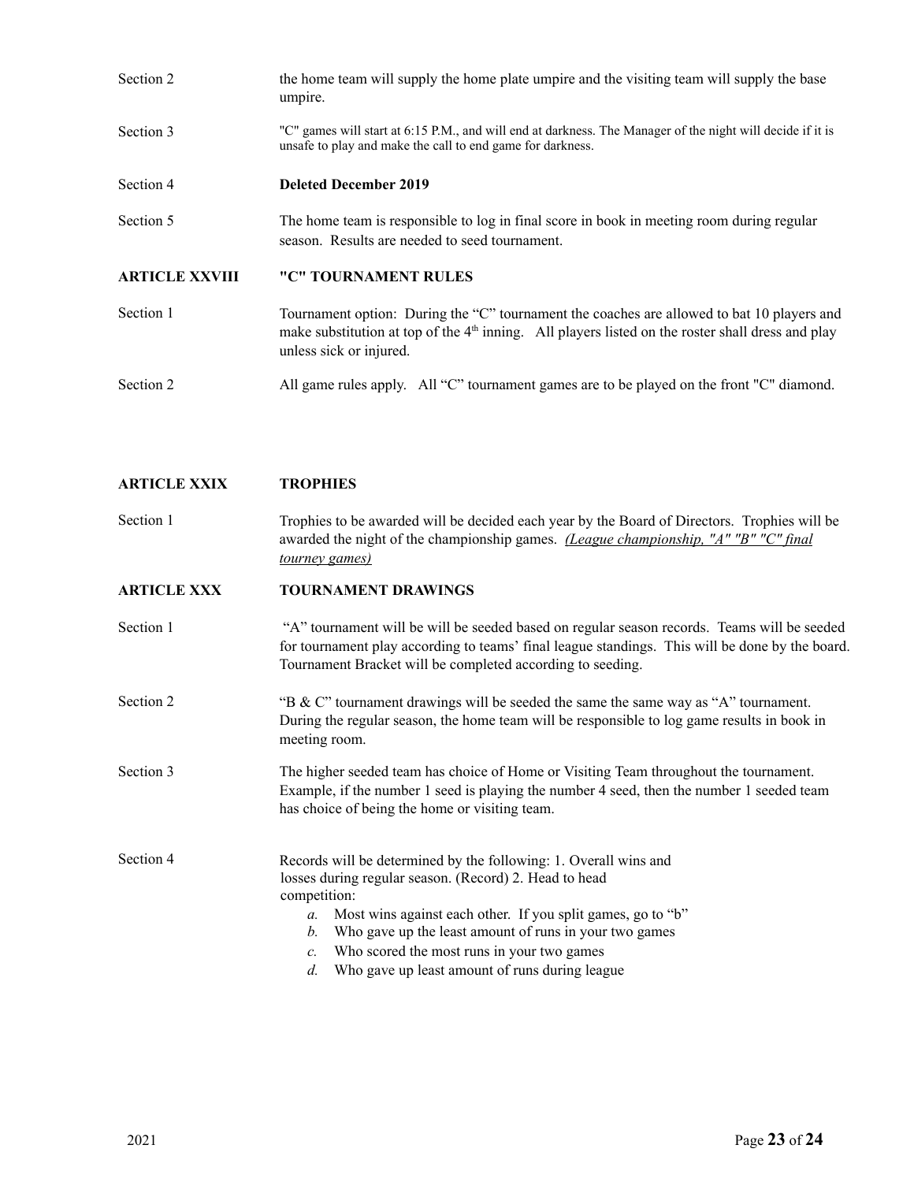Section 2 the home team will supply the home plate umpire and the visiting team will supply the base umpire.

Section 3 "C" games will start at 6:15 P.M., and will end at darkness. The Manager of the night will decide if it is unsafe to play and make the call to end game for darkness.

Section 4 **Deleted December 2019**

Section 5 The home team is responsible to log in final score in book in meeting room during regular season. Results are needed to seed tournament.

## ARTICLE XXVIII "C" TOURNAMENT RULES

Section 1 Tournament option: During the "C" tournament the coaches are allowed to bat 10 players and make substitution at top of the 4th inning. All players listed on the roster shall dress and play unless sick or injured.

Section 2 All game rules apply. All "C" tournament games are to be played on the front "C" diamond.

## ARTICLE XXIX TROPHIES

Section 1 Trophies to be awarded will be decided each year by the Board of Directors. Trophies will be awarded the night of the championship games. *(League championship, "A" "B" "C" final tourney games)*

## ARTICLE XXX TOURNAMENT DRAWINGS

Section 1 "A" tournament will be will be seeded based on regular season records. Teams will be seeded for tournament play according to teams' final league standings. This will be done by the board. Tournament Bracket will be completed according to seeding.

Section 2 "B & C" tournament drawings will be seeded the same the same way as "A" tournament. During the regular season, the home team will be responsible to log game results in book in meeting room.

Section 3 The higher seeded team has choice of Home or Visiting Team throughout the tournament. Example, if the number 1 seed is playing the number 4 seed, then the number 1 seeded team has choice of being the home or visiting team.

Section 4 Records will be determined by the following: 1. Overall wins and losses during regular season. (Record) 2. Head to head competition:

*a.* Most wins against each other. If you split games, go to "b"
*b.* Who gave up the least amount of runs in your two games
*c.* Who scored the most runs in your two games
*d.* Who gave up least amount of runs during league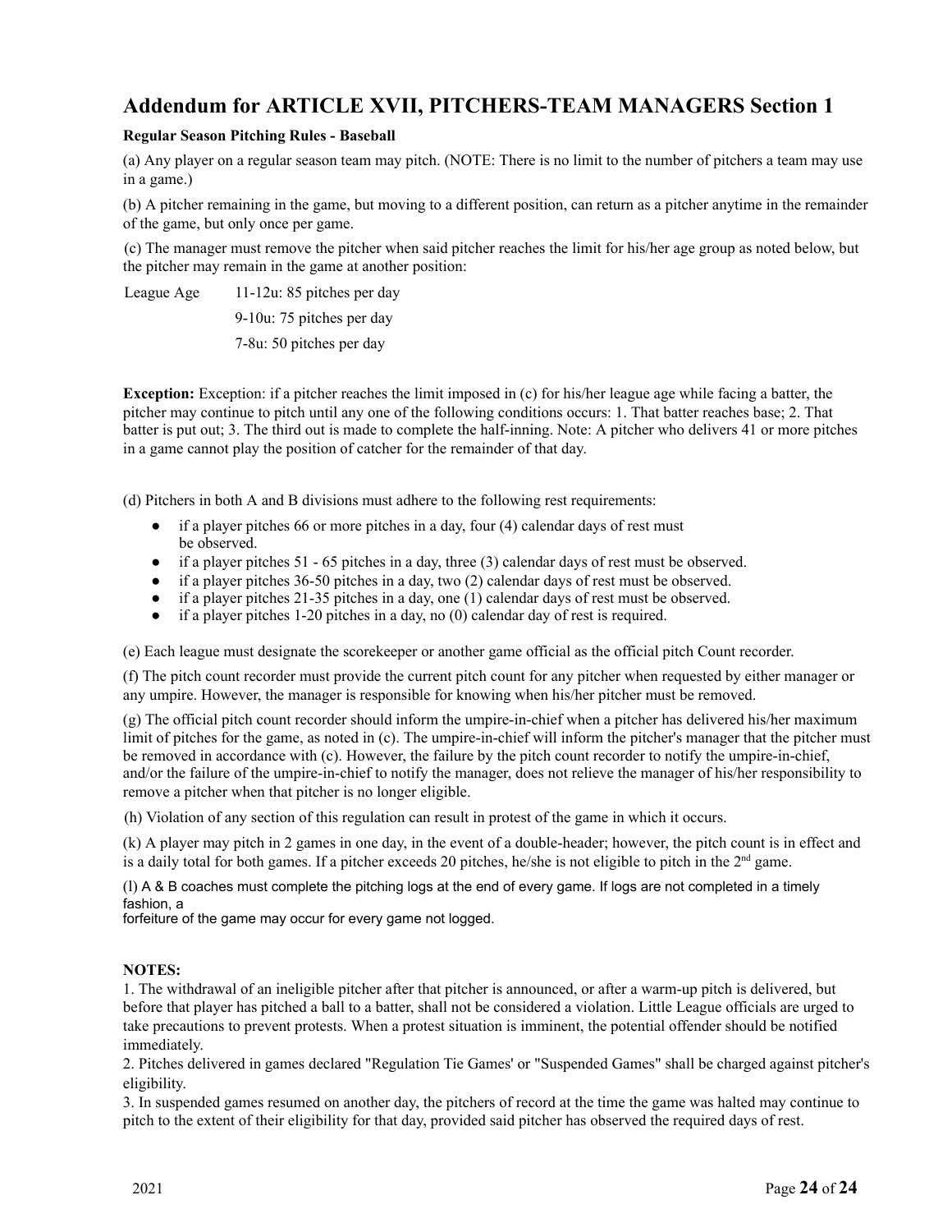## Addendum for ARTICLE XVII, PITCHERS-TEAM MANAGERS Section 1

**Regular Season Pitching Rules - Baseball**

(a) Any player on a regular season team may pitch. (NOTE: There is no limit to the number of pitchers a team may use in a game.)

(b) A pitcher remaining in the game, but moving to a different position, can return as a pitcher anytime in the remainder of the game, but only once per game.

(c) The manager must remove the pitcher when said pitcher reaches the limit for his/her age group as noted below, but the pitcher may remain in the game at another position:

League Age 11-12u: 85 pitches per day

9-10u: 75 pitches per day

7-8u: 50 pitches per day

**Exception:** Exception: if a pitcher reaches the limit imposed in (c) for his/her league age while facing a batter, the pitcher may continue to pitch until any one of the following conditions occurs: 1. That batter reaches base; 2. That batter is put out; 3. The third out is made to complete the half-inning. Note: A pitcher who delivers 41 or more pitches in a game cannot play the position of catcher for the remainder of that day.

(d) Pitchers in both A and B divisions must adhere to the following rest requirements:

- if a player pitches 66 or more pitches in a day, four (4) calendar days of rest must be observed.
- if a player pitches 51 - 65 pitches in a day, three (3) calendar days of rest must be observed.
- if a player pitches 36-50 pitches in a day, two (2) calendar days of rest must be observed.
- if a player pitches 21-35 pitches in a day, one (1) calendar days of rest must be observed.
- if a player pitches 1-20 pitches in a day, no (0) calendar day of rest is required.

(e) Each league must designate the scorekeeper or another game official as the official pitch Count recorder.

(f) The pitch count recorder must provide the current pitch count for any pitcher when requested by either manager or any umpire. However, the manager is responsible for knowing when his/her pitcher must be removed.

(g) The official pitch count recorder should inform the umpire-in-chief when a pitcher has delivered his/her maximum limit of pitches for the game, as noted in (c). The umpire-in-chief will inform the pitcher's manager that the pitcher must be removed in accordance with (c). However, the failure by the pitch count recorder to notify the umpire-in-chief, and/or the failure of the umpire-in-chief to notify the manager, does not relieve the manager of his/her responsibility to remove a pitcher when that pitcher is no longer eligible.

(h) Violation of any section of this regulation can result in protest of the game in which it occurs.

(k) A player may pitch in 2 games in one day, in the event of a double-header; however, the pitch count is in effect and is a daily total for both games. If a pitcher exceeds 20 pitches, he/she is not eligible to pitch in the 2nd game.

(l) A & B coaches must complete the pitching logs at the end of every game. If logs are not completed in a timely fashion, a forfeiture of the game may occur for every game not logged.

**NOTES:**

1. The withdrawal of an ineligible pitcher after that pitcher is announced, or after a warm-up pitch is delivered, but before that player has pitched a ball to a batter, shall not be considered a violation. Little League officials are urged to take precautions to prevent protests. When a protest situation is imminent, the potential offender should be notified immediately.
2. Pitches delivered in games declared "Regulation Tie Games' or "Suspended Games" shall be charged against pitcher's eligibility.
3. In suspended games resumed on another day, the pitchers of record at the time the game was halted may continue to pitch to the extent of their eligibility for that day, provided said pitcher has observed the required days of rest.